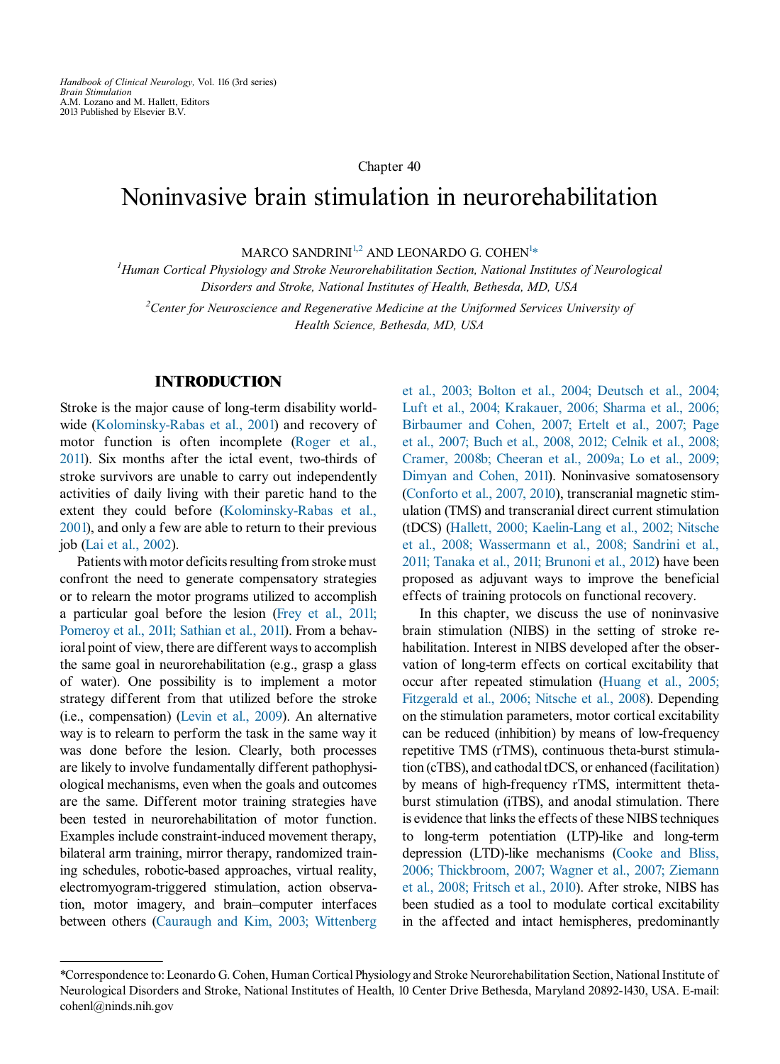*Handbook of Clinical Neurology*, Vol. 116 (3rd series)
*Brain Stimulation*
A.M. Lozano and M. Hallett, Editors
2013 Published by Elsevier B.V.

Chapter 40

# Noninvasive brain stimulation in neurorehabilitation

MARCO SANDRINI[1,2] AND LEONARDO G. COHEN[1]*

[1]*Human Cortical Physiology and Stroke Neurorehabilitation Section, National Institutes of Neurological Disorders and Stroke, National Institutes of Health, Bethesda, MD, USA*

[2]*Center for Neuroscience and Regenerative Medicine at the Uniformed Services University of Health Science, Bethesda, MD, USA*

## INTRODUCTION

Stroke is the major cause of long-term disability worldwide (Kolominsky-Rabas et al., 2001) and recovery of motor function is often incomplete (Roger et al., 2011). Six months after the ictal event, two-thirds of stroke survivors are unable to carry out independently activities of daily living with their paretic hand to the extent they could before (Kolominsky-Rabas et al., 2001), and only a few are able to return to their previous job (Lai et al., 2002).

Patients with motor deficits resulting from stroke must confront the need to generate compensatory strategies or to relearn the motor programs utilized to accomplish a particular goal before the lesion (Frey et al., 2011; Pomeroy et al., 2011; Sathian et al., 2011). From a behavioral point of view, there are different ways to accomplish the same goal in neurorehabilitation (e.g., grasp a glass of water). One possibility is to implement a motor strategy different from that utilized before the stroke (i.e., compensation) (Levin et al., 2009). An alternative way is to relearn to perform the task in the same way it was done before the lesion. Clearly, both processes are likely to involve fundamentally different pathophysiological mechanisms, even when the goals and outcomes are the same. Different motor training strategies have been tested in neurorehabilitation of motor function. Examples include constraint-induced movement therapy, bilateral arm training, mirror therapy, randomized training schedules, robotic-based approaches, virtual reality, electromyogram-triggered stimulation, action observation, motor imagery, and brain–computer interfaces between others (Cauraugh and Kim, 2003; Wittenberg et al., 2003; Bolton et al., 2004; Deutsch et al., 2004; Luft et al., 2004; Krakauer, 2006; Sharma et al., 2006; Birbaumer and Cohen, 2007; Ertelt et al., 2007; Page et al., 2007; Buch et al., 2008, 2012; Celnik et al., 2008; Cramer, 2008b; Cheeran et al., 2009a; Lo et al., 2009; Dimyan and Cohen, 2011). Noninvasive somatosensory (Conforto et al., 2007, 2010), transcranial magnetic stimulation (TMS) and transcranial direct current stimulation (tDCS) (Hallett, 2000; Kaelin-Lang et al., 2002; Nitsche et al., 2008; Wassermann et al., 2008; Sandrini et al., 2011; Tanaka et al., 2011; Brunoni et al., 2012) have been proposed as adjuvant ways to improve the beneficial effects of training protocols on functional recovery.

In this chapter, we discuss the use of noninvasive brain stimulation (NIBS) in the setting of stroke rehabilitation. Interest in NIBS developed after the observation of long-term effects on cortical excitability that occur after repeated stimulation (Huang et al., 2005; Fitzgerald et al., 2006; Nitsche et al., 2008). Depending on the stimulation parameters, motor cortical excitability can be reduced (inhibition) by means of low-frequency repetitive TMS (rTMS), continuous theta-burst stimulation (cTBS), and cathodal tDCS, or enhanced (facilitation) by means of high-frequency rTMS, intermittent theta-burst stimulation (iTBS), and anodal stimulation. There is evidence that links the effects of these NIBS techniques to long-term potentiation (LTP)-like and long-term depression (LTD)-like mechanisms (Cooke and Bliss, 2006; Thickbroom, 2007; Wagner et al., 2007; Ziemann et al., 2008; Fritsch et al., 2010). After stroke, NIBS has been studied as a tool to modulate cortical excitability in the affected and intact hemispheres, predominantly

*Correspondence to: Leonardo G. Cohen, Human Cortical Physiology and Stroke Neurorehabilitation Section, National Institute of Neurological Disorders and Stroke, National Institutes of Health, 10 Center Drive Bethesda, Maryland 20892-1430, USA. E-mail: cohenl@ninds.nih.gov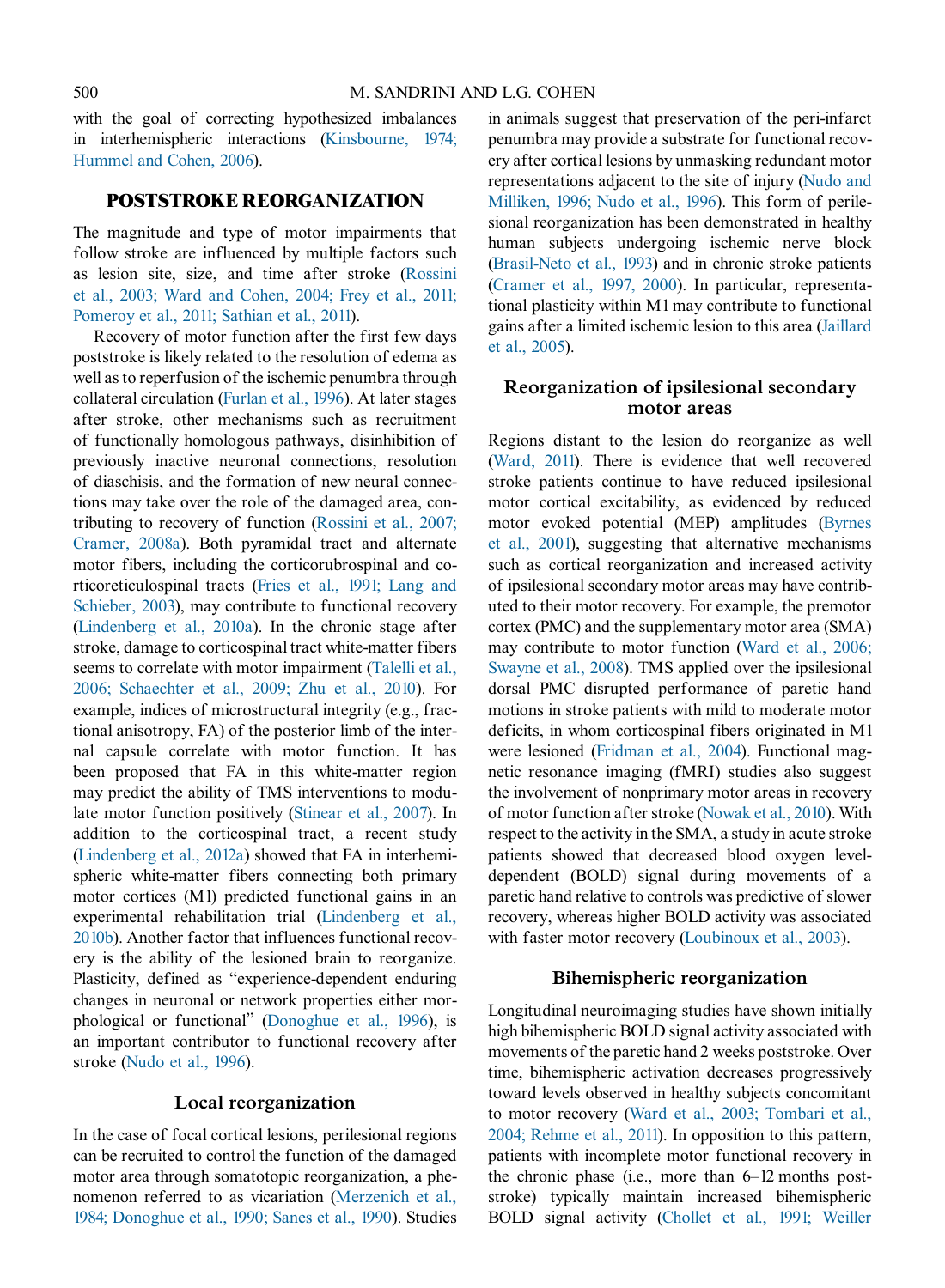with the goal of correcting hypothesized imbalances in interhemispheric interactions (Kinsbourne, 1974; Hummel and Cohen, 2006).

## POSTSTROKE REORGANIZATION

The magnitude and type of motor impairments that follow stroke are influenced by multiple factors such as lesion site, size, and time after stroke (Rossini et al., 2003; Ward and Cohen, 2004; Frey et al., 2011; Pomeroy et al., 2011; Sathian et al., 2011).

Recovery of motor function after the first few days poststroke is likely related to the resolution of edema as well as to reperfusion of the ischemic penumbra through collateral circulation (Furlan et al., 1996). At later stages after stroke, other mechanisms such as recruitment of functionally homologous pathways, disinhibition of previously inactive neuronal connections, resolution of diaschisis, and the formation of new neural connections may take over the role of the damaged area, contributing to recovery of function (Rossini et al., 2007; Cramer, 2008a). Both pyramidal tract and alternate motor fibers, including the corticorubrospinal and corticoreticulospinal tracts (Fries et al., 1991; Lang and Schieber, 2003), may contribute to functional recovery (Lindenberg et al., 2010a). In the chronic stage after stroke, damage to corticospinal tract white-matter fibers seems to correlate with motor impairment (Talelli et al., 2006; Schaechter et al., 2009; Zhu et al., 2010). For example, indices of microstructural integrity (e.g., fractional anisotropy, FA) of the posterior limb of the internal capsule correlate with motor function. It has been proposed that FA in this white-matter region may predict the ability of TMS interventions to modulate motor function positively (Stinear et al., 2007). In addition to the corticospinal tract, a recent study (Lindenberg et al., 2012a) showed that FA in interhemispheric white-matter fibers connecting both primary motor cortices (M1) predicted functional gains in an experimental rehabilitation trial (Lindenberg et al., 2010b). Another factor that influences functional recovery is the ability of the lesioned brain to reorganize. Plasticity, defined as "experience-dependent enduring changes in neuronal or network properties either morphological or functional" (Donoghue et al., 1996), is an important contributor to functional recovery after stroke (Nudo et al., 1996).

### Local reorganization

In the case of focal cortical lesions, perilesional regions can be recruited to control the function of the damaged motor area through somatotopic reorganization, a phenomenon referred to as vicariation (Merzenich et al., 1984; Donoghue et al., 1990; Sanes et al., 1990). Studies in animals suggest that preservation of the peri-infarct penumbra may provide a substrate for functional recovery after cortical lesions by unmasking redundant motor representations adjacent to the site of injury (Nudo and Milliken, 1996; Nudo et al., 1996). This form of perilesional reorganization has been demonstrated in healthy human subjects undergoing ischemic nerve block (Brasil-Neto et al., 1993) and in chronic stroke patients (Cramer et al., 1997, 2000). In particular, representational plasticity within M1 may contribute to functional gains after a limited ischemic lesion to this area (Jaillard et al., 2005).

### Reorganization of ipsilesional secondary motor areas

Regions distant to the lesion do reorganize as well (Ward, 2011). There is evidence that well recovered stroke patients continue to have reduced ipsilesional motor cortical excitability, as evidenced by reduced motor evoked potential (MEP) amplitudes (Byrnes et al., 2001), suggesting that alternative mechanisms such as cortical reorganization and increased activity of ipsilesional secondary motor areas may have contributed to their motor recovery. For example, the premotor cortex (PMC) and the supplementary motor area (SMA) may contribute to motor function (Ward et al., 2006; Swayne et al., 2008). TMS applied over the ipsilesional dorsal PMC disrupted performance of paretic hand motions in stroke patients with mild to moderate motor deficits, in whom corticospinal fibers originated in M1 were lesioned (Fridman et al., 2004). Functional magnetic resonance imaging (fMRI) studies also suggest the involvement of nonprimary motor areas in recovery of motor function after stroke (Nowak et al., 2010). With respect to the activity in the SMA, a study in acute stroke patients showed that decreased blood oxygen level-dependent (BOLD) signal during movements of a paretic hand relative to controls was predictive of slower recovery, whereas higher BOLD activity was associated with faster motor recovery (Loubinoux et al., 2003).

### Bihemispheric reorganization

Longitudinal neuroimaging studies have shown initially high bihemispheric BOLD signal activity associated with movements of the paretic hand 2 weeks poststroke. Over time, bihemispheric activation decreases progressively toward levels observed in healthy subjects concomitant to motor recovery (Ward et al., 2003; Tombari et al., 2004; Rehme et al., 2011). In opposition to this pattern, patients with incomplete motor functional recovery in the chronic phase (i.e., more than 6–12 months poststroke) typically maintain increased bihemispheric BOLD signal activity (Chollet et al., 1991; Weiller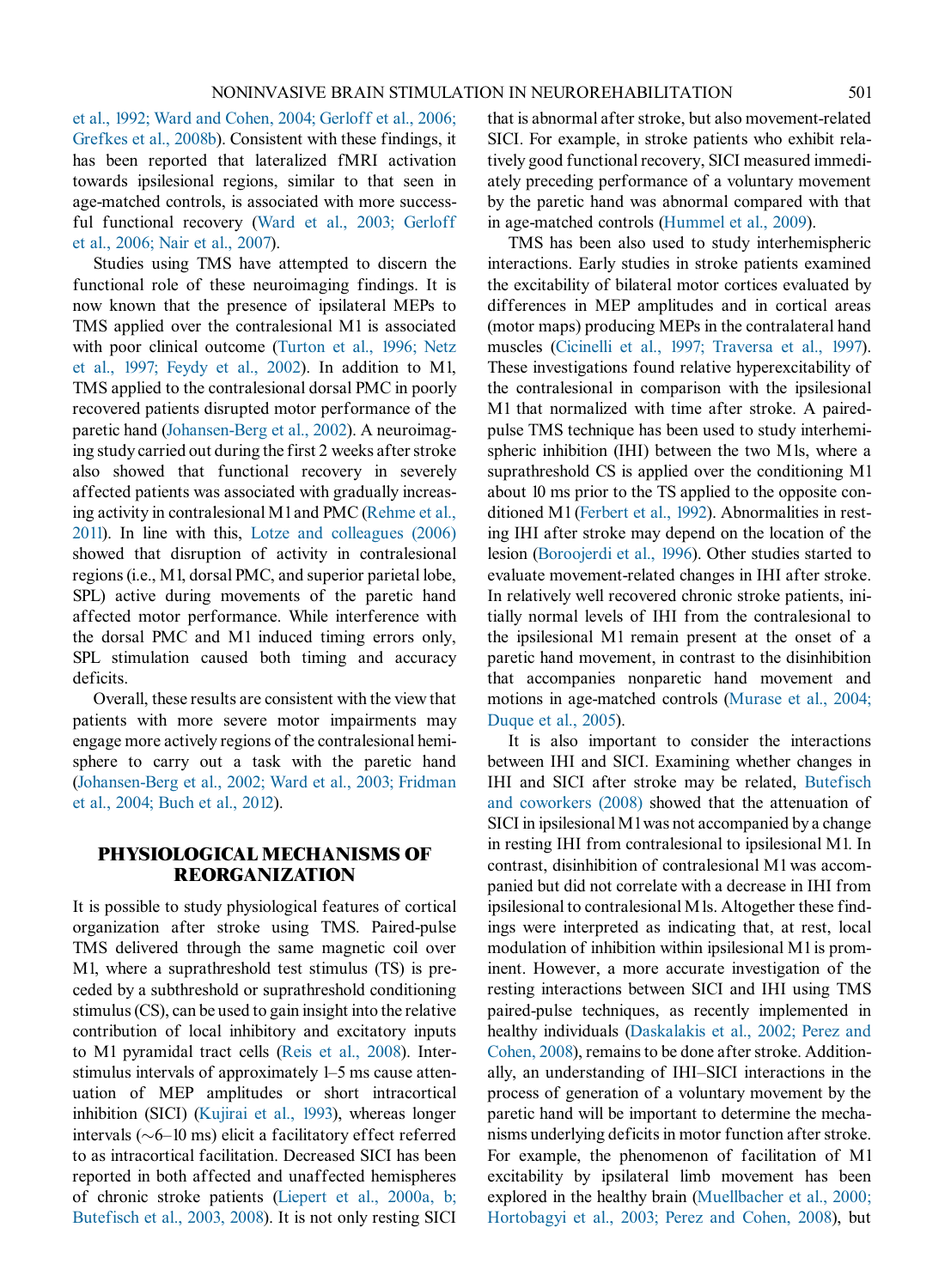et al., 1992; Ward and Cohen, 2004; Gerloff et al., 2006; Grefkes et al., 2008b). Consistent with these findings, it has been reported that lateralized fMRI activation towards ipsilesional regions, similar to that seen in age-matched controls, is associated with more successful functional recovery (Ward et al., 2003; Gerloff et al., 2006; Nair et al., 2007).

Studies using TMS have attempted to discern the functional role of these neuroimaging findings. It is now known that the presence of ipsilateral MEPs to TMS applied over the contralesional M1 is associated with poor clinical outcome (Turton et al., 1996; Netz et al., 1997; Feydy et al., 2002). In addition to M1, TMS applied to the contralesional dorsal PMC in poorly recovered patients disrupted motor performance of the paretic hand (Johansen-Berg et al., 2002). A neuroimaging study carried out during the first 2 weeks after stroke also showed that functional recovery in severely affected patients was associated with gradually increasing activity in contralesional M1 and PMC (Rehme et al., 2011). In line with this, Lotze and colleagues (2006) showed that disruption of activity in contralesional regions (i.e., M1, dorsal PMC, and superior parietal lobe, SPL) active during movements of the paretic hand affected motor performance. While interference with the dorsal PMC and M1 induced timing errors only, SPL stimulation caused both timing and accuracy deficits.

Overall, these results are consistent with the view that patients with more severe motor impairments may engage more actively regions of the contralesional hemisphere to carry out a task with the paretic hand (Johansen-Berg et al., 2002; Ward et al., 2003; Fridman et al., 2004; Buch et al., 2012).

## PHYSIOLOGICAL MECHANISMS OF REORGANIZATION

It is possible to study physiological features of cortical organization after stroke using TMS. Paired-pulse TMS delivered through the same magnetic coil over M1, where a suprathreshold test stimulus (TS) is preceded by a subthreshold or suprathreshold conditioning stimulus (CS), can be used to gain insight into the relative contribution of local inhibitory and excitatory inputs to M1 pyramidal tract cells (Reis et al., 2008). Interstimulus intervals of approximately 1–5 ms cause attenuation of MEP amplitudes or short intracortical inhibition (SICI) (Kujirai et al., 1993), whereas longer intervals (~6–10 ms) elicit a facilitatory effect referred to as intracortical facilitation. Decreased SICI has been reported in both affected and unaffected hemispheres of chronic stroke patients (Liepert et al., 2000a, b; Butefisch et al., 2003, 2008). It is not only resting SICI that is abnormal after stroke, but also movement-related SICI. For example, in stroke patients who exhibit relatively good functional recovery, SICI measured immediately preceding performance of a voluntary movement by the paretic hand was abnormal compared with that in age-matched controls (Hummel et al., 2009).

TMS has been also used to study interhemispheric interactions. Early studies in stroke patients examined the excitability of bilateral motor cortices evaluated by differences in MEP amplitudes and in cortical areas (motor maps) producing MEPs in the contralateral hand muscles (Cicinelli et al., 1997; Traversa et al., 1997). These investigations found relative hyperexcitability of the contralesional in comparison with the ipsilesional M1 that normalized with time after stroke. A paired-pulse TMS technique has been used to study interhemispheric inhibition (IHI) between the two M1s, where a suprathreshold CS is applied over the conditioning M1 about 10 ms prior to the TS applied to the opposite conditioned M1 (Ferbert et al., 1992). Abnormalities in resting IHI after stroke may depend on the location of the lesion (Boroojerdi et al., 1996). Other studies started to evaluate movement-related changes in IHI after stroke. In relatively well recovered chronic stroke patients, initially normal levels of IHI from the contralesional to the ipsilesional M1 remain present at the onset of a paretic hand movement, in contrast to the disinhibition that accompanies nonparetic hand movement and motions in age-matched controls (Murase et al., 2004; Duque et al., 2005).

It is also important to consider the interactions between IHI and SICI. Examining whether changes in IHI and SICI after stroke may be related, Butefisch and coworkers (2008) showed that the attenuation of SICI in ipsilesional M1 was not accompanied by a change in resting IHI from contralesional to ipsilesional M1. In contrast, disinhibition of contralesional M1 was accompanied but did not correlate with a decrease in IHI from ipsilesional to contralesional M1s. Altogether these findings were interpreted as indicating that, at rest, local modulation of inhibition within ipsilesional M1 is prominent. However, a more accurate investigation of the resting interactions between SICI and IHI using TMS paired-pulse techniques, as recently implemented in healthy individuals (Daskalakis et al., 2002; Perez and Cohen, 2008), remains to be done after stroke. Additionally, an understanding of IHI–SICI interactions in the process of generation of a voluntary movement by the paretic hand will be important to determine the mechanisms underlying deficits in motor function after stroke. For example, the phenomenon of facilitation of M1 excitability by ipsilateral limb movement has been explored in the healthy brain (Muellbacher et al., 2000; Hortobagyi et al., 2003; Perez and Cohen, 2008), but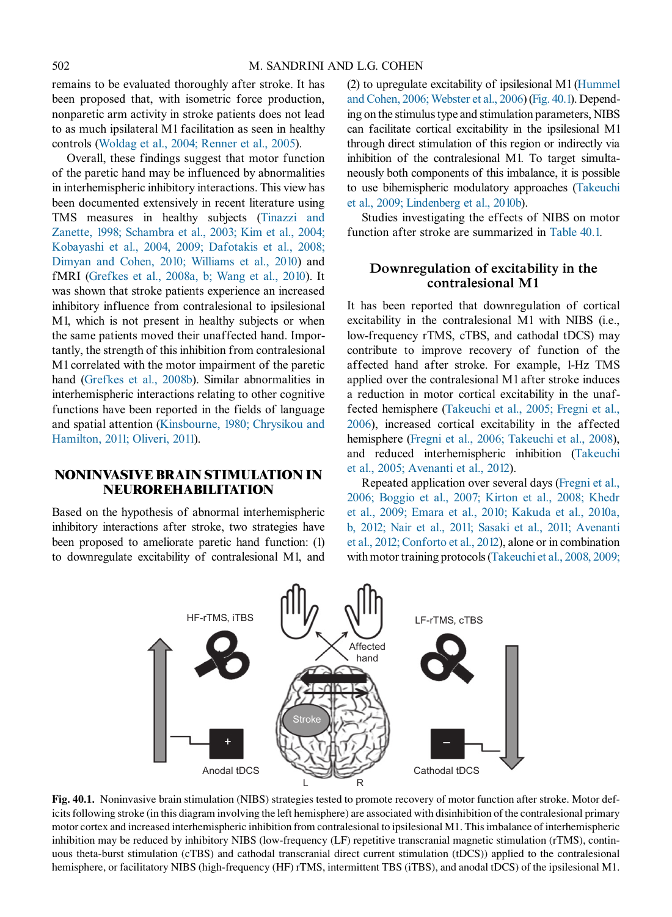remains to be evaluated thoroughly after stroke. It has been proposed that, with isometric force production, nonparetic arm activity in stroke patients does not lead to as much ipsilateral M1 facilitation as seen in healthy controls (Woldag et al., 2004; Renner et al., 2005).

Overall, these findings suggest that motor function of the paretic hand may be influenced by abnormalities in interhemispheric inhibitory interactions. This view has been documented extensively in recent literature using TMS measures in healthy subjects (Tinazzi and Zanette, 1998; Schambra et al., 2003; Kim et al., 2004; Kobayashi et al., 2004, 2009; Dafotakis et al., 2008; Dimyan and Cohen, 2010; Williams et al., 2010) and fMRI (Grefkes et al., 2008a, b; Wang et al., 2010). It was shown that stroke patients experience an increased inhibitory influence from contralesional to ipsilesional M1, which is not present in healthy subjects or when the same patients moved their unaffected hand. Importantly, the strength of this inhibition from contralesional M1 correlated with the motor impairment of the paretic hand (Grefkes et al., 2008b). Similar abnormalities in interhemispheric interactions relating to other cognitive functions have been reported in the fields of language and spatial attention (Kinsbourne, 1980; Chrysikou and Hamilton, 2011; Oliveri, 2011).

## NONINVASIVE BRAIN STIMULATION IN NEUROREHABILITATION

Based on the hypothesis of abnormal interhemispheric inhibitory interactions after stroke, two strategies have been proposed to ameliorate paretic hand function: (1) to downregulate excitability of contralesional M1, and (2) to upregulate excitability of ipsilesional M1 (Hummel and Cohen, 2006; Webster et al., 2006) (Fig. 40.1). Depending on the stimulus type and stimulation parameters, NIBS can facilitate cortical excitability in the ipsilesional M1 through direct stimulation of this region or indirectly via inhibition of the contralesional M1. To target simultaneously both components of this imbalance, it is possible to use bihemispheric modulatory approaches (Takeuchi et al., 2009; Lindenberg et al., 2010b).

Studies investigating the effects of NIBS on motor function after stroke are summarized in Table 40.1.

### Downregulation of excitability in the contralesional M1

It has been reported that downregulation of cortical excitability in the contralesional M1 with NIBS (i.e., low-frequency rTMS, cTBS, and cathodal tDCS) may contribute to improve recovery of function of the affected hand after stroke. For example, 1-Hz TMS applied over the contralesional M1 after stroke induces a reduction in motor cortical excitability in the unaffected hemisphere (Takeuchi et al., 2005; Fregni et al., 2006), increased cortical excitability in the affected hemisphere (Fregni et al., 2006; Takeuchi et al., 2008), and reduced interhemispheric inhibition (Takeuchi et al., 2005; Avenanti et al., 2012).

Repeated application over several days (Fregni et al., 2006; Boggio et al., 2007; Kirton et al., 2008; Khedr et al., 2009; Emara et al., 2010; Kakuda et al., 2010a, b, 2012; Nair et al., 2011; Sasaki et al., 2011; Avenanti et al., 2012; Conforto et al., 2012), alone or in combination with motor training protocols (Takeuchi et al., 2008, 2009;

**Fig. 40.1.** Noninvasive brain stimulation (NIBS) strategies tested to promote recovery of motor function after stroke. Motor deficits following stroke (in this diagram involving the left hemisphere) are associated with disinhibition of the contralesional primary motor cortex and increased interhemispheric inhibition from contralesional to ipsilesional M1. This imbalance of interhemispheric inhibition may be reduced by inhibitory NIBS (low-frequency (LF) repetitive transcranial magnetic stimulation (rTMS), continuous theta-burst stimulation (cTBS) and cathodal transcranial direct current stimulation (tDCS)) applied to the contralesional hemisphere, or facilitatory NIBS (high-frequency (HF) rTMS, intermittent TBS (iTBS), and anodal tDCS) of the ipsilesional M1.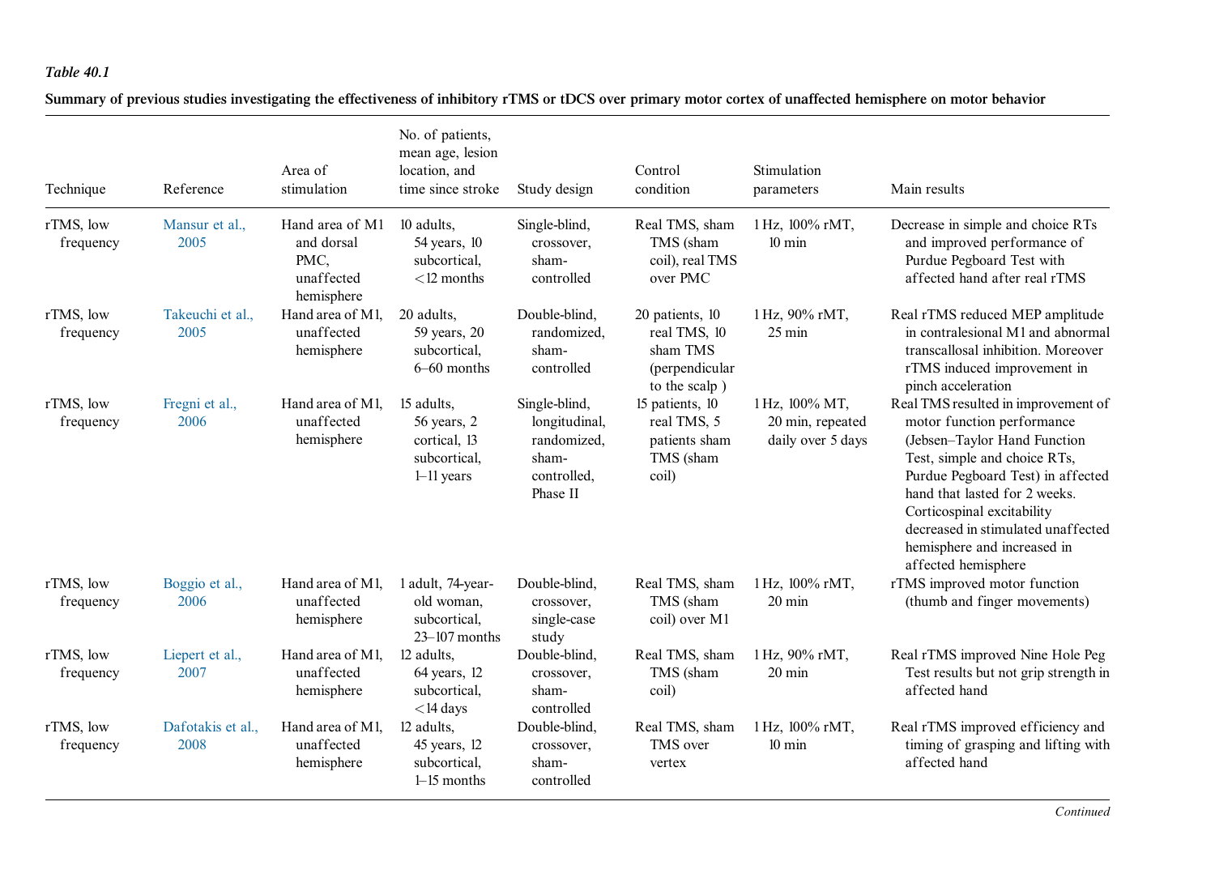*Table 40.1*

**Summary of previous studies investigating the effectiveness of inhibitory rTMS or tDCS over primary motor cortex of unaffected hemisphere on motor behavior**

| Technique | Reference | Area of stimulation | No. of patients, mean age, lesion location, and time since stroke | Study design | Control condition | Stimulation parameters | Main results |
|---|---|---|---|---|---|---|---|
| rTMS, low frequency | Mansur et al., 2005 | Hand area of M1 and dorsal PMC, unaffected hemisphere | 10 adults, 54 years, 10 subcortical, <12 months | Single-blind, crossover, sham-controlled | Real TMS, sham TMS (sham coil), real TMS over PMC | 1 Hz, 100% rMT, 10 min | Decrease in simple and choice RTs and improved performance of Purdue Pegboard Test with affected hand after real rTMS |
| rTMS, low frequency | Takeuchi et al., 2005 | Hand area of M1, unaffected hemisphere | 20 adults, 59 years, 20 subcortical, 6–60 months | Double-blind, randomized, sham-controlled | 20 patients, 10 real TMS, 10 sham TMS (perpendicular to the scalp ) | 1 Hz, 90% rMT, 25 min | Real rTMS reduced MEP amplitude in contralesional M1 and abnormal transcallosal inhibition. Moreover rTMS induced improvement in pinch acceleration |
| rTMS, low frequency | Fregni et al., 2006 | Hand area of M1, unaffected hemisphere | 15 adults, 56 years, 2 cortical, 13 subcortical, 1–11 years | Single-blind, longitudinal, randomized, sham-controlled, Phase II | 15 patients, 10 real TMS, 5 patients sham TMS (sham coil) | 1 Hz, 100% MT, 20 min, repeated daily over 5 days | Real TMS resulted in improvement of motor function performance (Jebsen–Taylor Hand Function Test, simple and choice RTs, Purdue Pegboard Test) in affected hand that lasted for 2 weeks. Corticospinal excitability decreased in stimulated unaffected hemisphere and increased in affected hemisphere |
| rTMS, low frequency | Boggio et al., 2006 | Hand area of M1, unaffected hemisphere | 1 adult, 74-year-old woman, subcortical, 23–107 months | Double-blind, crossover, single-case study | Real TMS, sham TMS (sham coil) over M1 | 1 Hz, 100% rMT, 20 min | rTMS improved motor function (thumb and finger movements) |
| rTMS, low frequency | Liepert et al., 2007 | Hand area of M1, unaffected hemisphere | 12 adults, 64 years, 12 subcortical, <14 days | Double-blind, crossover, sham-controlled | Real TMS, sham TMS (sham coil) | 1 Hz, 90% rMT, 20 min | Real rTMS improved Nine Hole Peg Test results but not grip strength in affected hand |
| rTMS, low frequency | Dafotakis et al., 2008 | Hand area of M1, unaffected hemisphere | 12 adults, 45 years, 12 subcortical, 1–15 months | Double-blind, crossover, sham-controlled | Real TMS, sham TMS over vertex | 1 Hz, 100% rMT, 10 min | Real rTMS improved efficiency and timing of grasping and lifting with affected hand |

*Continued*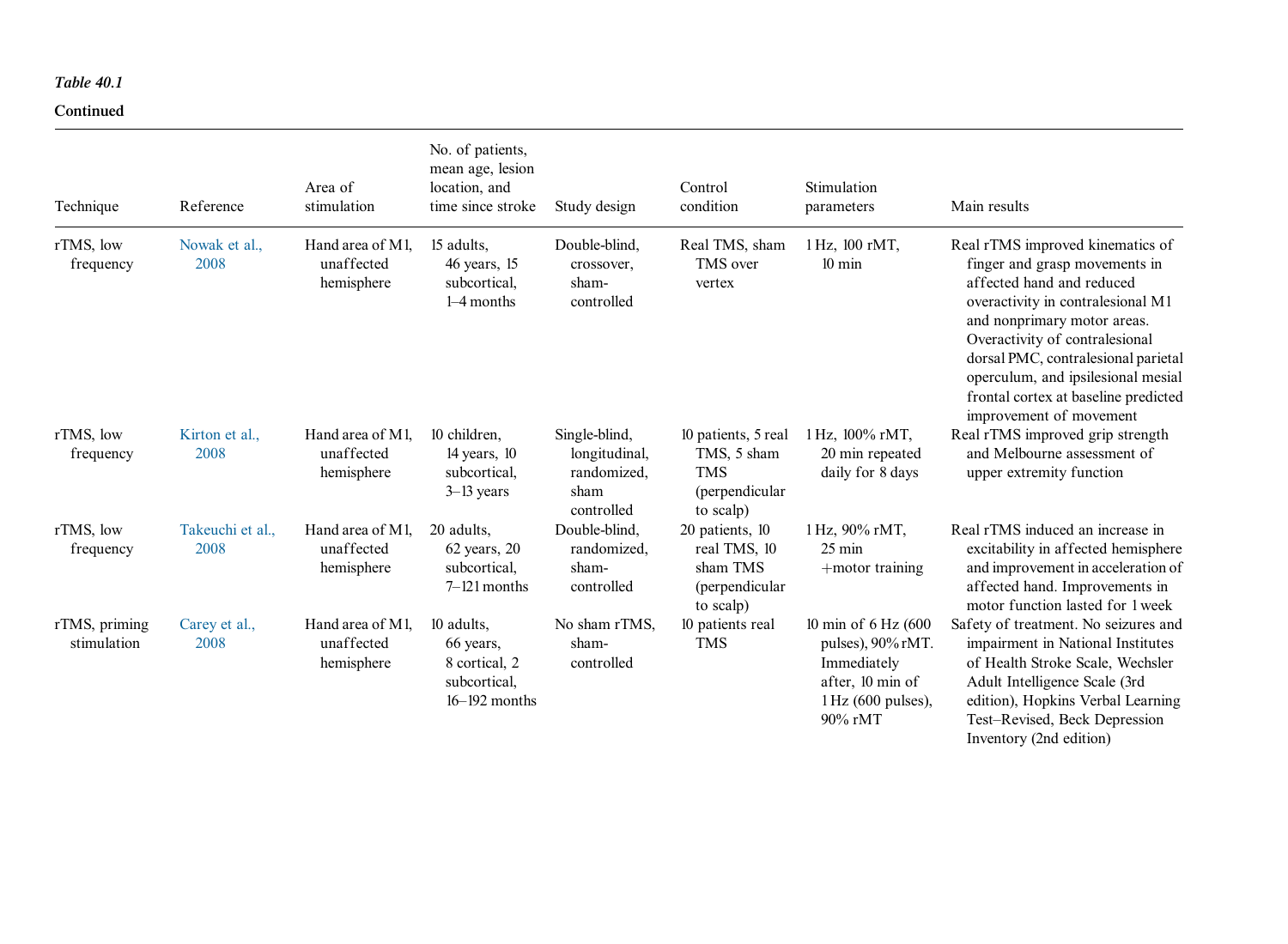*Table 40.1*

**Continued**

| Technique | Reference | Area of stimulation | No. of patients, mean age, lesion location, and time since stroke | Study design | Control condition | Stimulation parameters | Main results |
|---|---|---|---|---|---|---|---|
| rTMS, low frequency | Nowak et al., 2008 | Hand area of M1, unaffected hemisphere | 15 adults, 46 years, 15 subcortical, 1–4 months | Double-blind, crossover, sham-controlled | Real TMS, sham TMS over vertex | 1 Hz, 100 rMT, 10 min | Real rTMS improved kinematics of finger and grasp movements in affected hand and reduced overactivity in contralesional M1 and nonprimary motor areas. Overactivity of contralesional dorsal PMC, contralesional parietal operculum, and ipsilesional mesial frontal cortex at baseline predicted improvement of movement |
| rTMS, low frequency | Kirton et al., 2008 | Hand area of M1, unaffected hemisphere | 10 children, 14 years, 10 subcortical, 3–13 years | Single-blind, longitudinal, randomized, sham controlled | 10 patients, 5 real TMS, 5 sham TMS (perpendicular to scalp) | 1 Hz, 100% rMT, 20 min repeated daily for 8 days | Real rTMS improved grip strength and Melbourne assessment of upper extremity function |
| rTMS, low frequency | Takeuchi et al., 2008 | Hand area of M1, unaffected hemisphere | 20 adults, 62 years, 20 subcortical, 7–121 months | Double-blind, randomized, sham-controlled | 20 patients, 10 real TMS, 10 sham TMS (perpendicular to scalp) | 1 Hz, 90% rMT, 25 min +motor training | Real rTMS induced an increase in excitability in affected hemisphere and improvement in acceleration of affected hand. Improvements in motor function lasted for 1 week |
| rTMS, priming stimulation | Carey et al., 2008 | Hand area of M1, unaffected hemisphere | 10 adults, 66 years, 8 cortical, 2 subcortical, 16–192 months | No sham rTMS, sham-controlled | 10 patients real TMS | 10 min of 6 Hz (600 pulses), 90% rMT. Immediately after, 10 min of 1 Hz (600 pulses), 90% rMT | Safety of treatment. No seizures and impairment in National Institutes of Health Stroke Scale, Wechsler Adult Intelligence Scale (3rd edition), Hopkins Verbal Learning Test–Revised, Beck Depression Inventory (2nd edition) |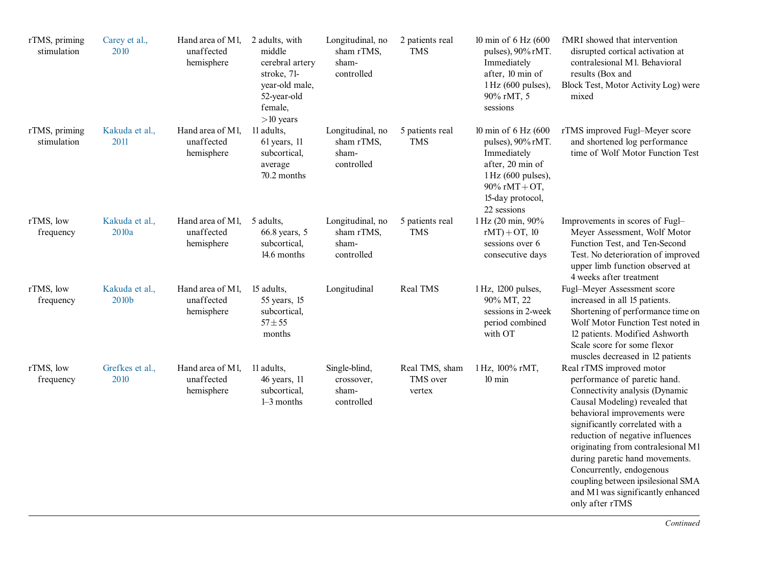| | | | | | | | |
|---|---|---|---|---|---|---|---|
| rTMS, priming stimulation | Carey et al., 2010 | Hand area of M1, unaffected hemisphere | 2 adults, with middle cerebral artery stroke, 71-year-old male, 52-year-old female, >10 years | Longitudinal, no sham rTMS, sham-controlled | 2 patients real TMS | 10 min of 6 Hz (600 pulses), 90% rMT. Immediately after, 10 min of 1 Hz (600 pulses), 90% rMT, 5 sessions | fMRI showed that intervention disrupted cortical activation at contralesional M1. Behavioral results (Box and Block Test, Motor Activity Log) were mixed |
| rTMS, priming stimulation | Kakuda et al., 2011 | Hand area of M1, unaffected hemisphere | 11 adults, 61 years, 11 subcortical, average 70.2 months | Longitudinal, no sham rTMS, sham-controlled | 5 patients real TMS | 10 min of 6 Hz (600 pulses), 90% rMT. Immediately after, 20 min of 1 Hz (600 pulses), 90% rMT + OT, 15-day protocol, 22 sessions | rTMS improved Fugl–Meyer score and shortened log performance time of Wolf Motor Function Test |
| rTMS, low frequency | Kakuda et al., 2010a | Hand area of M1, unaffected hemisphere | 5 adults, 66.8 years, 5 subcortical, 14.6 months | Longitudinal, no sham rTMS, sham-controlled | 5 patients real TMS | 1 Hz (20 min, 90% rMT) + OT, 10 sessions over 6 consecutive days | Improvements in scores of Fugl–Meyer Assessment, Wolf Motor Function Test, and Ten-Second Test. No deterioration of improved upper limb function observed at 4 weeks after treatment |
| rTMS, low frequency | Kakuda et al., 2010b | Hand area of M1, unaffected hemisphere | 15 adults, 55 years, 15 subcortical, 57 ± 55 months | Longitudinal | Real TMS | 1 Hz, 1200 pulses, 90% MT, 22 sessions in 2-week period combined with OT | Fugl–Meyer Assessment score increased in all 15 patients. Shortening of performance time on Wolf Motor Function Test noted in 12 patients. Modified Ashworth Scale score for some flexor muscles decreased in 12 patients |
| rTMS, low frequency | Grefkes et al., 2010 | Hand area of M1, unaffected hemisphere | 11 adults, 46 years, 11 subcortical, 1–3 months | Single-blind, crossover, sham-controlled | Real TMS, sham TMS over vertex | 1 Hz, 100% rMT, 10 min | Real rTMS improved motor performance of paretic hand. Connectivity analysis (Dynamic Causal Modeling) revealed that behavioral improvements were significantly correlated with a reduction of negative influences originating from contralesional M1 during paretic hand movements. Concurrently, endogenous coupling between ipsilesional SMA and M1 was significantly enhanced only after rTMS |

*Continued*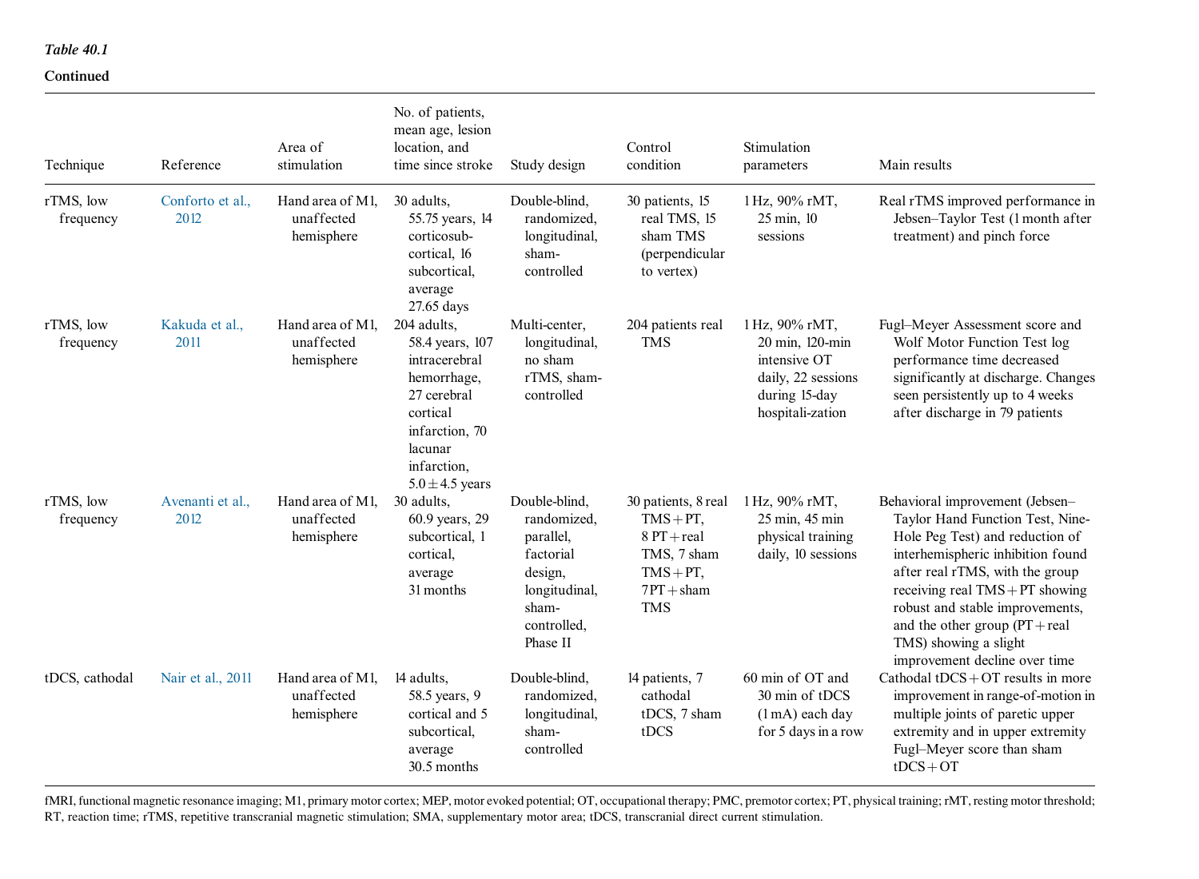*Table 40.1*

**Continued**

| Technique | Reference | Area of stimulation | No. of patients, mean age, lesion location, and time since stroke | Study design | Control condition | Stimulation parameters | Main results |
|---|---|---|---|---|---|---|---|
| rTMS, low frequency | Conforto et al., 2012 | Hand area of M1, unaffected hemisphere | 30 adults, 55.75 years, 14 corticosub-cortical, 16 subcortical, average 27.65 days | Double-blind, randomized, longitudinal, sham-controlled | 30 patients, 15 real TMS, 15 sham TMS (perpendicular to vertex) | 1 Hz, 90% rMT, 25 min, 10 sessions | Real rTMS improved performance in Jebsen–Taylor Test (1 month after treatment) and pinch force |
| rTMS, low frequency | Kakuda et al., 2011 | Hand area of M1, unaffected hemisphere | 204 adults, 58.4 years, 107 intracerebral hemorrhage, 27 cerebral cortical infarction, 70 lacunar infarction, 5.0 ± 4.5 years | Multi-center, longitudinal, no sham rTMS, sham-controlled | 204 patients real TMS | 1 Hz, 90% rMT, 20 min, 120-min intensive OT daily, 22 sessions during 15-day hospitali-zation | Fugl–Meyer Assessment score and Wolf Motor Function Test log performance time decreased significantly at discharge. Changes seen persistently up to 4 weeks after discharge in 79 patients |
| rTMS, low frequency | Avenanti et al., 2012 | Hand area of M1, unaffected hemisphere | 30 adults, 60.9 years, 29 subcortical, 1 cortical, average 31 months | Double-blind, randomized, parallel, factorial design, longitudinal, sham-controlled, Phase II | 30 patients, 8 real TMS + PT, 8 PT + real TMS, 7 sham TMS + PT, 7 PT + sham TMS | 1 Hz, 90% rMT, 25 min, 45 min physical training daily, 10 sessions | Behavioral improvement (Jebsen–Taylor Hand Function Test, Nine-Hole Peg Test) and reduction of interhemispheric inhibition found after real rTMS, with the group receiving real TMS + PT showing robust and stable improvements, and the other group (PT + real TMS) showing a slight improvement decline over time |
| tDCS, cathodal | Nair et al., 2011 | Hand area of M1, unaffected hemisphere | 14 adults, 58.5 years, 9 cortical and 5 subcortical, average 30.5 months | Double-blind, randomized, longitudinal, sham-controlled | 14 patients, 7 cathodal tDCS, 7 sham tDCS | 60 min of OT and 30 min of tDCS (1 mA) each day for 5 days in a row | Cathodal tDCS + OT results in more improvement in range-of-motion in multiple joints of paretic upper extremity and in upper extremity Fugl–Meyer score than sham tDCS + OT |

fMRI, functional magnetic resonance imaging; M1, primary motor cortex; MEP, motor evoked potential; OT, occupational therapy; PMC, premotor cortex; PT, physical training; rMT, resting motor threshold; RT, reaction time; rTMS, repetitive transcranial magnetic stimulation; SMA, supplementary motor area; tDCS, transcranial direct current stimulation.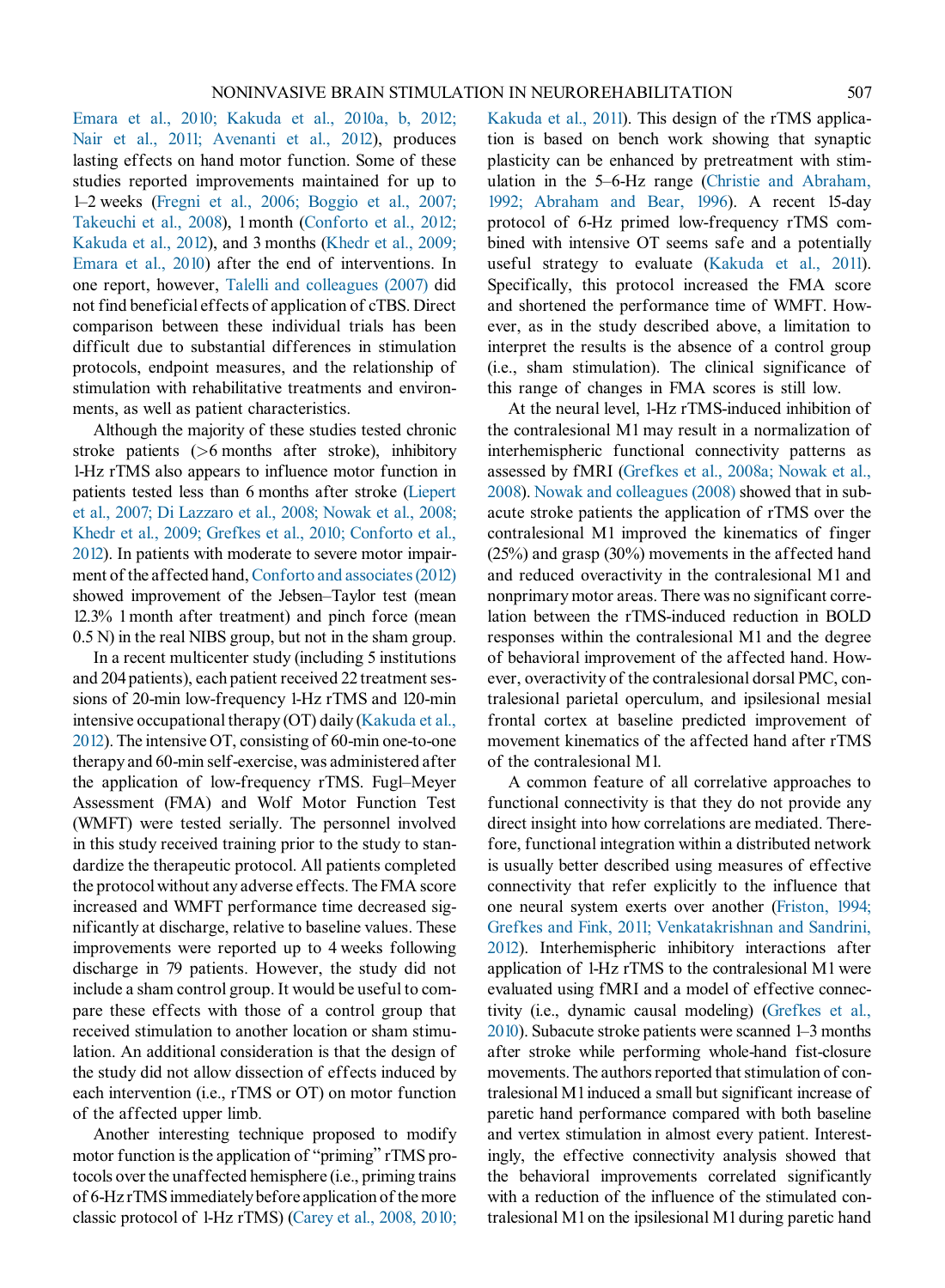Emara et al., 2010; Kakuda et al., 2010a, b, 2012; Nair et al., 2011; Avenanti et al., 2012), produces lasting effects on hand motor function. Some of these studies reported improvements maintained for up to 1–2 weeks (Fregni et al., 2006; Boggio et al., 2007; Takeuchi et al., 2008), 1 month (Conforto et al., 2012; Kakuda et al., 2012), and 3 months (Khedr et al., 2009; Emara et al., 2010) after the end of interventions. In one report, however, Talelli and colleagues (2007) did not find beneficial effects of application of cTBS. Direct comparison between these individual trials has been difficult due to substantial differences in stimulation protocols, endpoint measures, and the relationship of stimulation with rehabilitative treatments and environments, as well as patient characteristics.

Although the majority of these studies tested chronic stroke patients (>6 months after stroke), inhibitory 1-Hz rTMS also appears to influence motor function in patients tested less than 6 months after stroke (Liepert et al., 2007; Di Lazzaro et al., 2008; Nowak et al., 2008; Khedr et al., 2009; Grefkes et al., 2010; Conforto et al., 2012). In patients with moderate to severe motor impairment of the affected hand, Conforto and associates (2012) showed improvement of the Jebsen–Taylor test (mean 12.3% 1 month after treatment) and pinch force (mean 0.5 N) in the real NIBS group, but not in the sham group.

In a recent multicenter study (including 5 institutions and 204 patients), each patient received 22 treatment sessions of 20-min low-frequency 1-Hz rTMS and 120-min intensive occupational therapy (OT) daily (Kakuda et al., 2012). The intensive OT, consisting of 60-min one-to-one therapy and 60-min self-exercise, was administered after the application of low-frequency rTMS. Fugl–Meyer Assessment (FMA) and Wolf Motor Function Test (WMFT) were tested serially. The personnel involved in this study received training prior to the study to standardize the therapeutic protocol. All patients completed the protocol without any adverse effects. The FMA score increased and WMFT performance time decreased significantly at discharge, relative to baseline values. These improvements were reported up to 4 weeks following discharge in 79 patients. However, the study did not include a sham control group. It would be useful to compare these effects with those of a control group that received stimulation to another location or sham stimulation. An additional consideration is that the design of the study did not allow dissection of effects induced by each intervention (i.e., rTMS or OT) on motor function of the affected upper limb.

Another interesting technique proposed to modify motor function is the application of "priming" rTMS protocols over the unaffected hemisphere (i.e., priming trains of 6-Hz rTMS immediately before application of the more classic protocol of 1-Hz rTMS) (Carey et al., 2008, 2010; Kakuda et al., 2011). This design of the rTMS application is based on bench work showing that synaptic plasticity can be enhanced by pretreatment with stimulation in the 5–6-Hz range (Christie and Abraham, 1992; Abraham and Bear, 1996). A recent 15-day protocol of 6-Hz primed low-frequency rTMS combined with intensive OT seems safe and a potentially useful strategy to evaluate (Kakuda et al., 2011). Specifically, this protocol increased the FMA score and shortened the performance time of WMFT. However, as in the study described above, a limitation to interpret the results is the absence of a control group (i.e., sham stimulation). The clinical significance of this range of changes in FMA scores is still low.

At the neural level, 1-Hz rTMS-induced inhibition of the contralesional M1 may result in a normalization of interhemispheric functional connectivity patterns as assessed by fMRI (Grefkes et al., 2008a; Nowak et al., 2008). Nowak and colleagues (2008) showed that in subacute stroke patients the application of rTMS over the contralesional M1 improved the kinematics of finger (25%) and grasp (30%) movements in the affected hand and reduced overactivity in the contralesional M1 and nonprimary motor areas. There was no significant correlation between the rTMS-induced reduction in BOLD responses within the contralesional M1 and the degree of behavioral improvement of the affected hand. However, overactivity of the contralesional dorsal PMC, contralesional parietal operculum, and ipsilesional mesial frontal cortex at baseline predicted improvement of movement kinematics of the affected hand after rTMS of the contralesional M1.

A common feature of all correlative approaches to functional connectivity is that they do not provide any direct insight into how correlations are mediated. Therefore, functional integration within a distributed network is usually better described using measures of effective connectivity that refer explicitly to the influence that one neural system exerts over another (Friston, 1994; Grefkes and Fink, 2011; Venkatakrishnan and Sandrini, 2012). Interhemispheric inhibitory interactions after application of 1-Hz rTMS to the contralesional M1 were evaluated using fMRI and a model of effective connectivity (i.e., dynamic causal modeling) (Grefkes et al., 2010). Subacute stroke patients were scanned 1–3 months after stroke while performing whole-hand fist-closure movements. The authors reported that stimulation of contralesional M1 induced a small but significant increase of paretic hand performance compared with both baseline and vertex stimulation in almost every patient. Interestingly, the effective connectivity analysis showed that the behavioral improvements correlated significantly with a reduction of the influence of the stimulated contralesional M1 on the ipsilesional M1 during paretic hand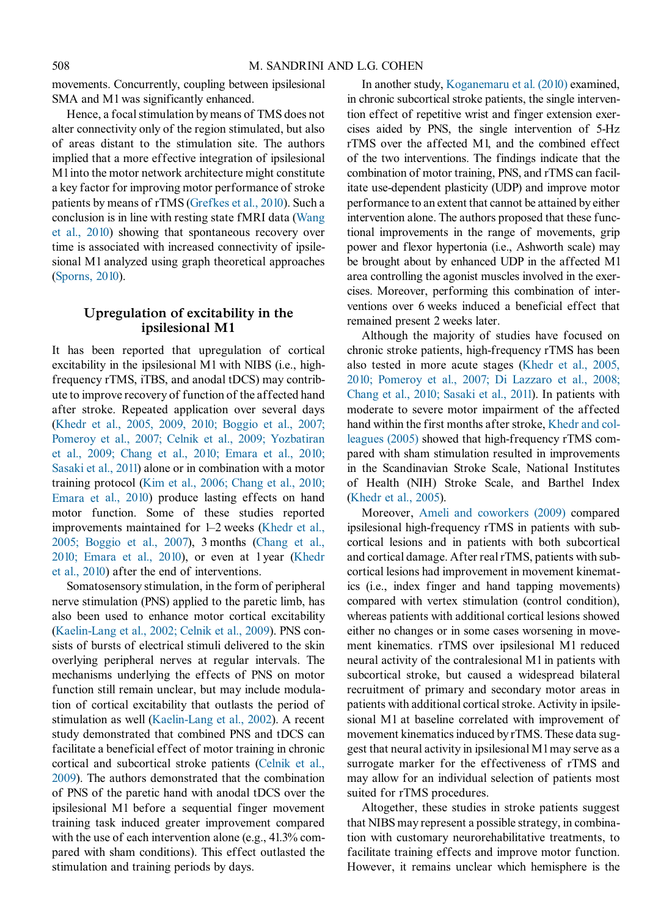movements. Concurrently, coupling between ipsilesional SMA and M1 was significantly enhanced.

Hence, a focal stimulation by means of TMS does not alter connectivity only of the region stimulated, but also of areas distant to the stimulation site. The authors implied that a more effective integration of ipsilesional M1 into the motor network architecture might constitute a key factor for improving motor performance of stroke patients by means of rTMS (Grefkes et al., 2010). Such a conclusion is in line with resting state fMRI data (Wang et al., 2010) showing that spontaneous recovery over time is associated with increased connectivity of ipsilesional M1 analyzed using graph theoretical approaches (Sporns, 2010).

## Upregulation of excitability in the ipsilesional M1

It has been reported that upregulation of cortical excitability in the ipsilesional M1 with NIBS (i.e., high-frequency rTMS, iTBS, and anodal tDCS) may contribute to improve recovery of function of the affected hand after stroke. Repeated application over several days (Khedr et al., 2005, 2009, 2010; Boggio et al., 2007; Pomeroy et al., 2007; Celnik et al., 2009; Yozbatiran et al., 2009; Chang et al., 2010; Emara et al., 2010; Sasaki et al., 2011) alone or in combination with a motor training protocol (Kim et al., 2006; Chang et al., 2010; Emara et al., 2010) produce lasting effects on hand motor function. Some of these studies reported improvements maintained for 1–2 weeks (Khedr et al., 2005; Boggio et al., 2007), 3 months (Chang et al., 2010; Emara et al., 2010), or even at 1 year (Khedr et al., 2010) after the end of interventions.

Somatosensory stimulation, in the form of peripheral nerve stimulation (PNS) applied to the paretic limb, has also been used to enhance motor cortical excitability (Kaelin-Lang et al., 2002; Celnik et al., 2009). PNS consists of bursts of electrical stimuli delivered to the skin overlying peripheral nerves at regular intervals. The mechanisms underlying the effects of PNS on motor function still remain unclear, but may include modulation of cortical excitability that outlasts the period of stimulation as well (Kaelin-Lang et al., 2002). A recent study demonstrated that combined PNS and tDCS can facilitate a beneficial effect of motor training in chronic cortical and subcortical stroke patients (Celnik et al., 2009). The authors demonstrated that the combination of PNS of the paretic hand with anodal tDCS over the ipsilesional M1 before a sequential finger movement training task induced greater improvement compared with the use of each intervention alone (e.g., 41.3% compared with sham conditions). This effect outlasted the stimulation and training periods by days.

In another study, Koganemaru et al. (2010) examined, in chronic subcortical stroke patients, the single intervention effect of repetitive wrist and finger extension exercises aided by PNS, the single intervention of 5-Hz rTMS over the affected M1, and the combined effect of the two interventions. The findings indicate that the combination of motor training, PNS, and rTMS can facilitate use-dependent plasticity (UDP) and improve motor performance to an extent that cannot be attained by either intervention alone. The authors proposed that these functional improvements in the range of movements, grip power and flexor hypertonia (i.e., Ashworth scale) may be brought about by enhanced UDP in the affected M1 area controlling the agonist muscles involved in the exercises. Moreover, performing this combination of interventions over 6 weeks induced a beneficial effect that remained present 2 weeks later.

Although the majority of studies have focused on chronic stroke patients, high-frequency rTMS has been also tested in more acute stages (Khedr et al., 2005, 2010; Pomeroy et al., 2007; Di Lazzaro et al., 2008; Chang et al., 2010; Sasaki et al., 2011). In patients with moderate to severe motor impairment of the affected hand within the first months after stroke, Khedr and colleagues (2005) showed that high-frequency rTMS compared with sham stimulation resulted in improvements in the Scandinavian Stroke Scale, National Institutes of Health (NIH) Stroke Scale, and Barthel Index (Khedr et al., 2005).

Moreover, Ameli and coworkers (2009) compared ipsilesional high-frequency rTMS in patients with subcortical lesions and in patients with both subcortical and cortical damage. After real rTMS, patients with subcortical lesions had improvement in movement kinematics (i.e., index finger and hand tapping movements) compared with vertex stimulation (control condition), whereas patients with additional cortical lesions showed either no changes or in some cases worsening in movement kinematics. rTMS over ipsilesional M1 reduced neural activity of the contralesional M1 in patients with subcortical stroke, but caused a widespread bilateral recruitment of primary and secondary motor areas in patients with additional cortical stroke. Activity in ipsilesional M1 at baseline correlated with improvement of movement kinematics induced by rTMS. These data suggest that neural activity in ipsilesional M1 may serve as a surrogate marker for the effectiveness of rTMS and may allow for an individual selection of patients most suited for rTMS procedures.

Altogether, these studies in stroke patients suggest that NIBS may represent a possible strategy, in combination with customary neurorehabilitative treatments, to facilitate training effects and improve motor function. However, it remains unclear which hemisphere is the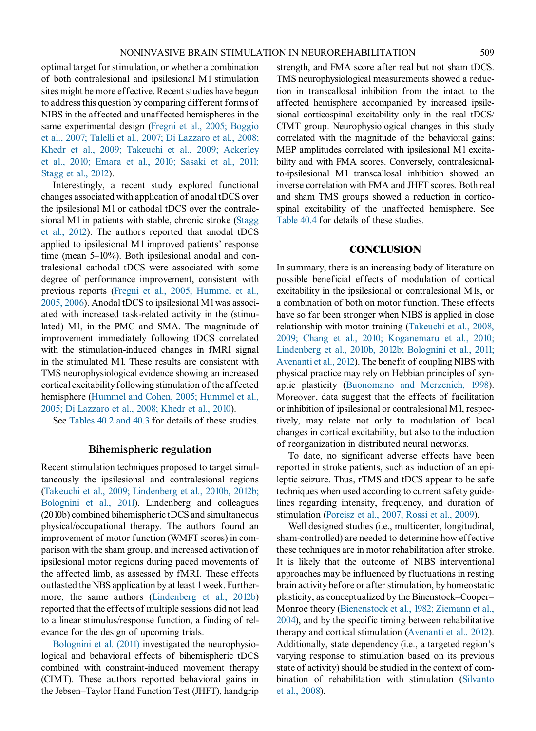optimal target for stimulation, or whether a combination of both contralesional and ipsilesional M1 stimulation sites might be more effective. Recent studies have begun to address this question by comparing different forms of NIBS in the affected and unaffected hemispheres in the same experimental design (Fregni et al., 2005; Boggio et al., 2007; Talelli et al., 2007; Di Lazzaro et al., 2008; Khedr et al., 2009; Takeuchi et al., 2009; Ackerley et al., 2010; Emara et al., 2010; Sasaki et al., 2011; Stagg et al., 2012).

Interestingly, a recent study explored functional changes associated with application of anodal tDCS over the ipsilesional M1 or cathodal tDCS over the contralesional M1 in patients with stable, chronic stroke (Stagg et al., 2012). The authors reported that anodal tDCS applied to ipsilesional M1 improved patients' response time (mean 5–10%). Both ipsilesional anodal and contralesional cathodal tDCS were associated with some degree of performance improvement, consistent with previous reports (Fregni et al., 2005; Hummel et al., 2005, 2006). Anodal tDCS to ipsilesional M1 was associated with increased task-related activity in the (stimulated) M1, in the PMC and SMA. The magnitude of improvement immediately following tDCS correlated with the stimulation-induced changes in fMRI signal in the stimulated M1. These results are consistent with TMS neurophysiological evidence showing an increased cortical excitability following stimulation of the affected hemisphere (Hummel and Cohen, 2005; Hummel et al., 2005; Di Lazzaro et al., 2008; Khedr et al., 2010).

See Tables 40.2 and 40.3 for details of these studies.

### Bihemispheric regulation

Recent stimulation techniques proposed to target simultaneously the ipsilesional and contralesional regions (Takeuchi et al., 2009; Lindenberg et al., 2010b, 2012b; Bolognini et al., 2011). Lindenberg and colleagues (2010b) combined bihemispheric tDCS and simultaneous physical/occupational therapy. The authors found an improvement of motor function (WMFT scores) in comparison with the sham group, and increased activation of ipsilesional motor regions during paced movements of the affected limb, as assessed by fMRI. These effects outlasted the NBS application by at least 1 week. Furthermore, the same authors (Lindenberg et al., 2012b) reported that the effects of multiple sessions did not lead to a linear stimulus/response function, a finding of relevance for the design of upcoming trials.

Bolognini et al. (2011) investigated the neurophysiological and behavioral effects of bihemispheric tDCS combined with constraint-induced movement therapy (CIMT). These authors reported behavioral gains in the Jebsen–Taylor Hand Function Test (JHFT), handgrip strength, and FMA score after real but not sham tDCS. TMS neurophysiological measurements showed a reduction in transcallosal inhibition from the intact to the affected hemisphere accompanied by increased ipsilesional corticospinal excitability only in the real tDCS/CIMT group. Neurophysiological changes in this study correlated with the magnitude of the behavioral gains: MEP amplitudes correlated with ipsilesional M1 excitability and with FMA scores. Conversely, contralesional-to-ipsilesional M1 transcallosal inhibition showed an inverse correlation with FMA and JHFT scores. Both real and sham TMS groups showed a reduction in corticospinal excitability of the unaffected hemisphere. See Table 40.4 for details of these studies.

## CONCLUSION

In summary, there is an increasing body of literature on possible beneficial effects of modulation of cortical excitability in the ipsilesional or contralesional M1s, or a combination of both on motor function. These effects have so far been stronger when NIBS is applied in close relationship with motor training (Takeuchi et al., 2008, 2009; Chang et al., 2010; Koganemaru et al., 2010; Lindenberg et al., 2010b, 2012b; Bolognini et al., 2011; Avenanti et al., 2012). The benefit of coupling NIBS with physical practice may rely on Hebbian principles of synaptic plasticity (Buonomano and Merzenich, 1998). Moreover, data suggest that the effects of facilitation or inhibition of ipsilesional or contralesional M1, respectively, may relate not only to modulation of local changes in cortical excitability, but also to the induction of reorganization in distributed neural networks.

To date, no significant adverse effects have been reported in stroke patients, such as induction of an epileptic seizure. Thus, rTMS and tDCS appear to be safe techniques when used according to current safety guidelines regarding intensity, frequency, and duration of stimulation (Poreisz et al., 2007; Rossi et al., 2009).

Well designed studies (i.e., multicenter, longitudinal, sham-controlled) are needed to determine how effective these techniques are in motor rehabilitation after stroke. It is likely that the outcome of NIBS interventional approaches may be influenced by fluctuations in resting brain activity before or after stimulation, by homeostatic plasticity, as conceptualized by the Binenstock–Cooper–Monroe theory (Bienenstock et al., 1982; Ziemann et al., 2004), and by the specific timing between rehabilitative therapy and cortical stimulation (Avenanti et al., 2012). Additionally, state dependency (i.e., a targeted region's varying response to stimulation based on its previous state of activity) should be studied in the context of combination of rehabilitation with stimulation (Silvanto et al., 2008).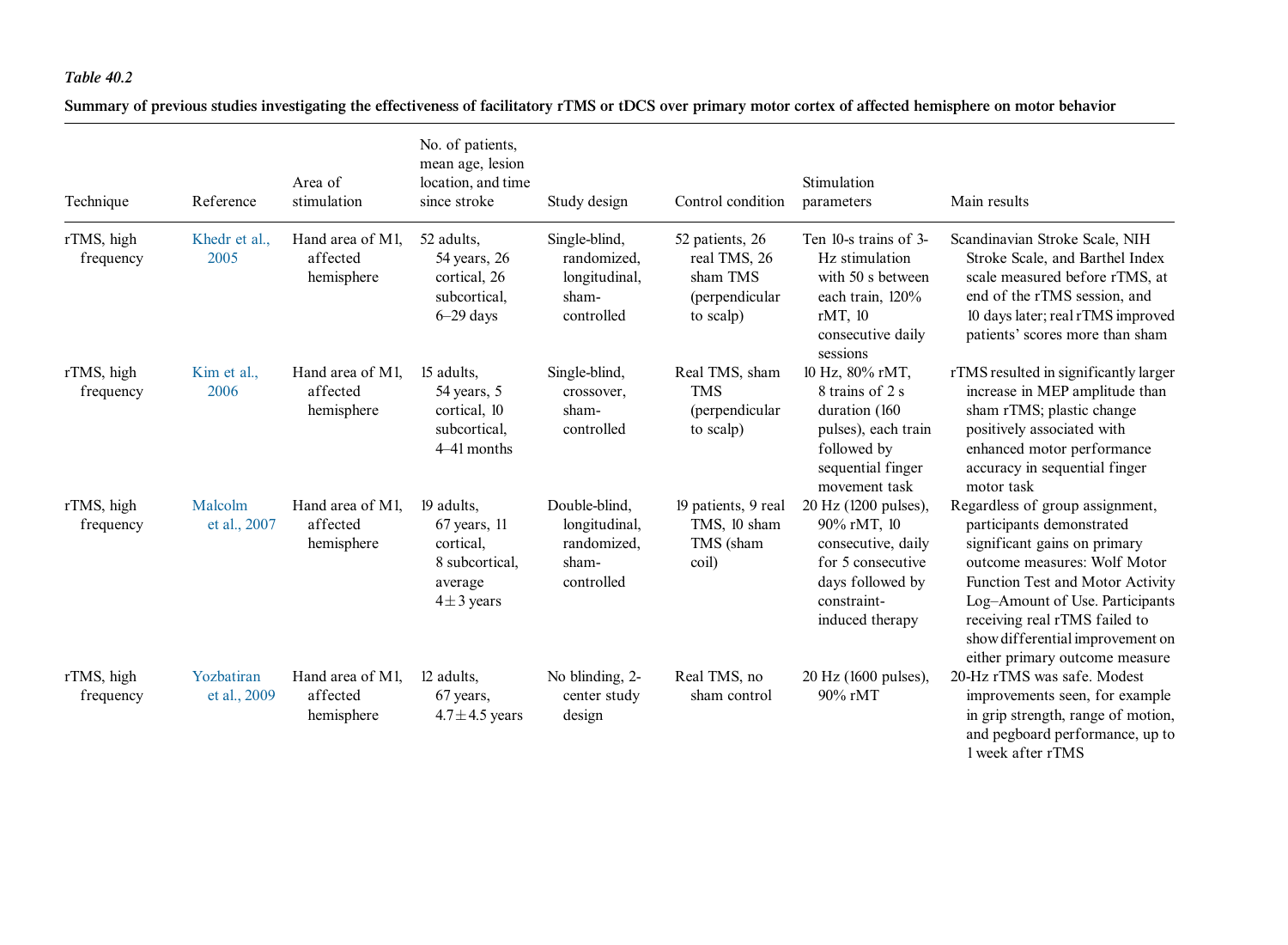*Table 40.2*

**Summary of previous studies investigating the effectiveness of facilitatory rTMS or tDCS over primary motor cortex of affected hemisphere on motor behavior**

| Technique | Reference | Area of stimulation | No. of patients, mean age, lesion location, and time since stroke | Study design | Control condition | Stimulation parameters | Main results |
|---|---|---|---|---|---|---|---|
| rTMS, high frequency | Khedr et al., 2005 | Hand area of M1, affected hemisphere | 52 adults, 54 years, 26 cortical, 26 subcortical, 6–29 days | Single-blind, randomized, longitudinal, sham-controlled | 52 patients, 26 real TMS, 26 sham TMS (perpendicular to scalp) | Ten 10-s trains of 3-Hz stimulation with 50 s between each train, 120% rMT, 10 consecutive daily sessions | Scandinavian Stroke Scale, NIH Stroke Scale, and Barthel Index scale measured before rTMS, at end of the rTMS session, and 10 days later; real rTMS improved patients' scores more than sham |
| rTMS, high frequency | Kim et al., 2006 | Hand area of M1, affected hemisphere | 15 adults, 54 years, 5 cortical, 10 subcortical, 4–41 months | Single-blind, crossover, sham-controlled | Real TMS, sham TMS (perpendicular to scalp) | 10 Hz, 80% rMT, 8 trains of 2 s duration (160 pulses), each train followed by sequential finger movement task | rTMS resulted in significantly larger increase in MEP amplitude than sham rTMS; plastic change positively associated with enhanced motor performance accuracy in sequential finger motor task |
| rTMS, high frequency | Malcolm et al., 2007 | Hand area of M1, affected hemisphere | 19 adults, 67 years, 11 cortical, 8 subcortical, average 4 ± 3 years | Double-blind, longitudinal, randomized, sham-controlled | 19 patients, 9 real TMS, 10 sham TMS (sham coil) | 20 Hz (1200 pulses), 90% rMT, 10 consecutive, daily for 5 consecutive days followed by constraint-induced therapy | Regardless of group assignment, participants demonstrated significant gains on primary outcome measures: Wolf Motor Function Test and Motor Activity Log–Amount of Use. Participants receiving real rTMS failed to show differential improvement on either primary outcome measure |
| rTMS, high frequency | Yozbatiran et al., 2009 | Hand area of M1, affected hemisphere | 12 adults, 67 years, 4.7 ± 4.5 years | No blinding, 2-center study design | Real TMS, no sham control | 20 Hz (1600 pulses), 90% rMT | 20-Hz rTMS was safe. Modest improvements seen, for example in grip strength, range of motion, and pegboard performance, up to 1 week after rTMS |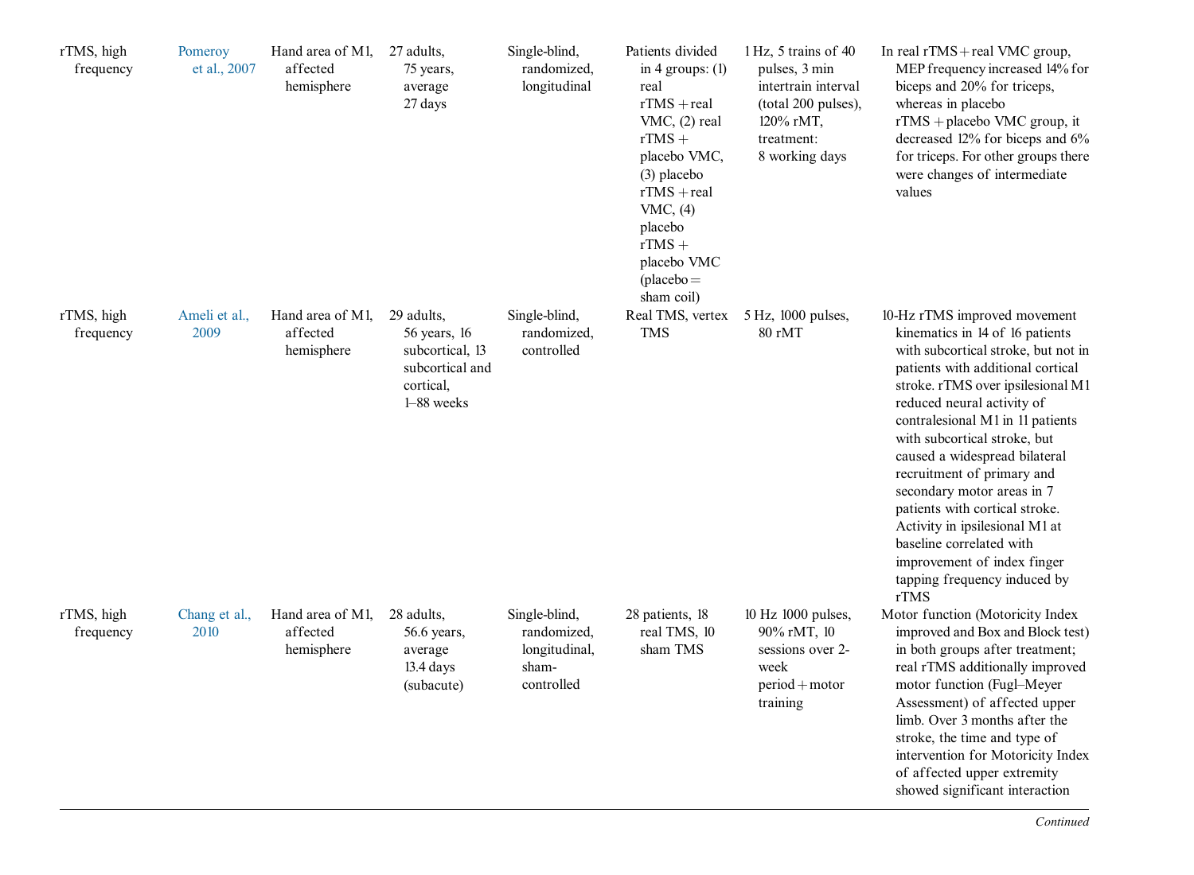| | | | | | | | |
|---|---|---|---|---|---|---|---|
| rTMS, high frequency | Pomeroy et al., 2007 | Hand area of M1, affected hemisphere | 27 adults, 75 years, average 27 days | Single-blind, randomized, longitudinal | Patients divided in 4 groups: (1) real rTMS + real VMC, (2) real rTMS + placebo VMC, (3) placebo rTMS + real VMC, (4) placebo rTMS + placebo VMC (placebo = sham coil) | 1 Hz, 5 trains of 40 pulses, 3 min intertrain interval (total 200 pulses), 120% rMT, treatment: 8 working days | In real rTMS + real VMC group, MEP frequency increased 14% for biceps and 20% for triceps, whereas in placebo rTMS + placebo VMC group, it decreased 12% for biceps and 6% for triceps. For other groups there were changes of intermediate values |
| rTMS, high frequency | Ameli et al., 2009 | Hand area of M1, affected hemisphere | 29 adults, 56 years, 16 subcortical, 13 subcortical and cortical, 1–88 weeks | Single-blind, randomized, controlled | Real TMS, vertex TMS | 5 Hz, 1000 pulses, 80 rMT | 10-Hz rTMS improved movement kinematics in 14 of 16 patients with subcortical stroke, but not in patients with additional cortical stroke. rTMS over ipsilesional M1 reduced neural activity of contralesional M1 in 11 patients with subcortical stroke, but caused a widespread bilateral recruitment of primary and secondary motor areas in 7 patients with cortical stroke. Activity in ipsilesional M1 at baseline correlated with improvement of index finger tapping frequency induced by rTMS |
| rTMS, high frequency | Chang et al., 2010 | Hand area of M1, affected hemisphere | 28 adults, 56.6 years, average 13.4 days (subacute) | Single-blind, randomized, longitudinal, sham-controlled | 28 patients, 18 real TMS, 10 sham TMS | 10 Hz 1000 pulses, 90% rMT, 10 sessions over 2-week period + motor training | Motor function (Motoricity Index improved and Box and Block test) in both groups after treatment; real rTMS additionally improved motor function (Fugl–Meyer Assessment) of affected upper limb. Over 3 months after the stroke, the time and type of intervention for Motoricity Index of affected upper extremity showed significant interaction |

*Continued*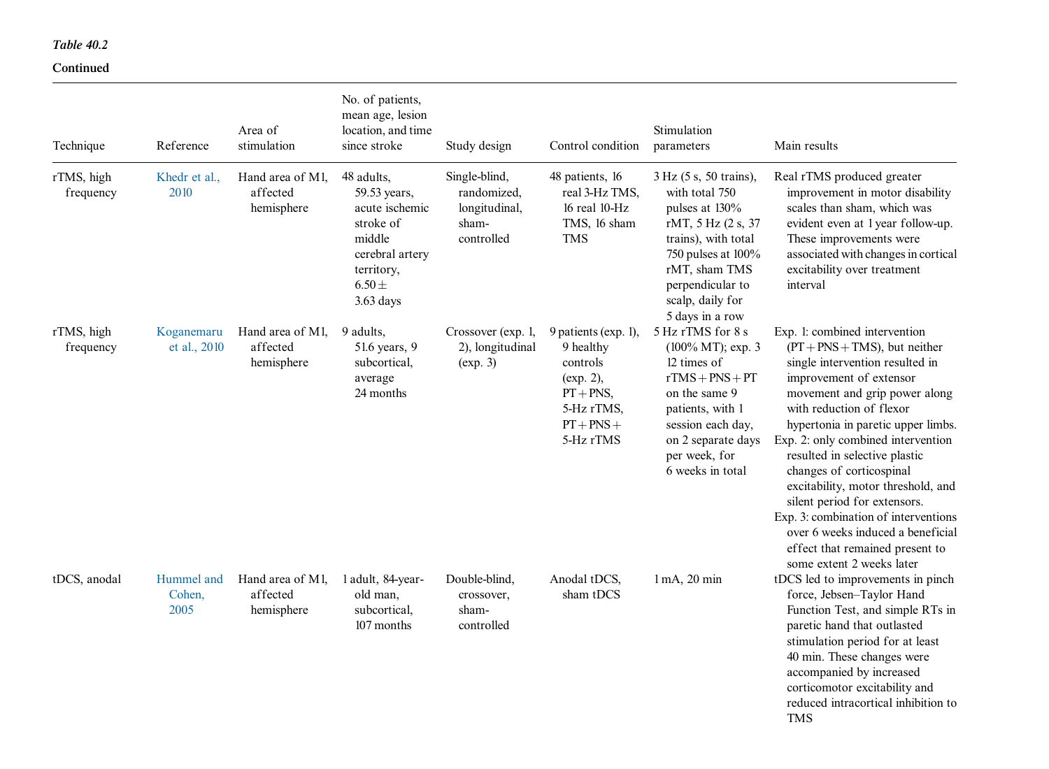*Table 40.2*

**Continued**

| Technique | Reference | Area of stimulation | No. of patients, mean age, lesion location, and time since stroke | Study design | Control condition | Stimulation parameters | Main results |
|---|---|---|---|---|---|---|---|
| rTMS, high frequency | Khedr et al., 2010 | Hand area of M1, affected hemisphere | 48 adults, 59.53 years, acute ischemic stroke of middle cerebral artery territory, 6.50 ± 3.63 days | Single-blind, randomized, longitudinal, sham-controlled | 48 patients, 16 real 3-Hz TMS, 16 real 10-Hz TMS, 16 sham TMS | 3 Hz (5 s, 50 trains), with total 750 pulses at 130% rMT, 5 Hz (2 s, 37 trains), with total 750 pulses at 100% rMT, sham TMS perpendicular to scalp, daily for 5 days in a row | Real rTMS produced greater improvement in motor disability scales than sham, which was evident even at 1 year follow-up. These improvements were associated with changes in cortical excitability over treatment interval |
| rTMS, high frequency | Koganemaru et al., 2010 | Hand area of M1, affected hemisphere | 9 adults, 51.6 years, 9 subcortical, average 24 months | Crossover (exp. 1, 2), longitudinal (exp. 3) | 9 patients (exp. 1), 9 healthy controls (exp. 2), PT + PNS, 5-Hz rTMS, PT + PNS + 5-Hz rTMS | 5 Hz rTMS for 8 s (100% MT); exp. 3 12 times of rTMS + PNS + PT on the same 9 patients, with 1 session each day, on 2 separate days per week, for 6 weeks in total | Exp. 1: combined intervention (PT + PNS + TMS), but neither single intervention resulted in improvement of extensor movement and grip power along with reduction of flexor hypertonia in paretic upper limbs.<br>Exp. 2: only combined intervention resulted in selective plastic changes of corticospinal excitability, motor threshold, and silent period for extensors.<br>Exp. 3: combination of interventions over 6 weeks induced a beneficial effect that remained present to some extent 2 weeks later |
| tDCS, anodal | Hummel and Cohen, 2005 | Hand area of M1, affected hemisphere | 1 adult, 84-year-old man, subcortical, 107 months | Double-blind, crossover, sham-controlled | Anodal tDCS, sham tDCS | 1 mA, 20 min | tDCS led to improvements in pinch force, Jebsen–Taylor Hand Function Test, and simple RTs in paretic hand that outlasted stimulation period for at least 40 min. These changes were accompanied by increased corticomotor excitability and reduced intracortical inhibition to TMS |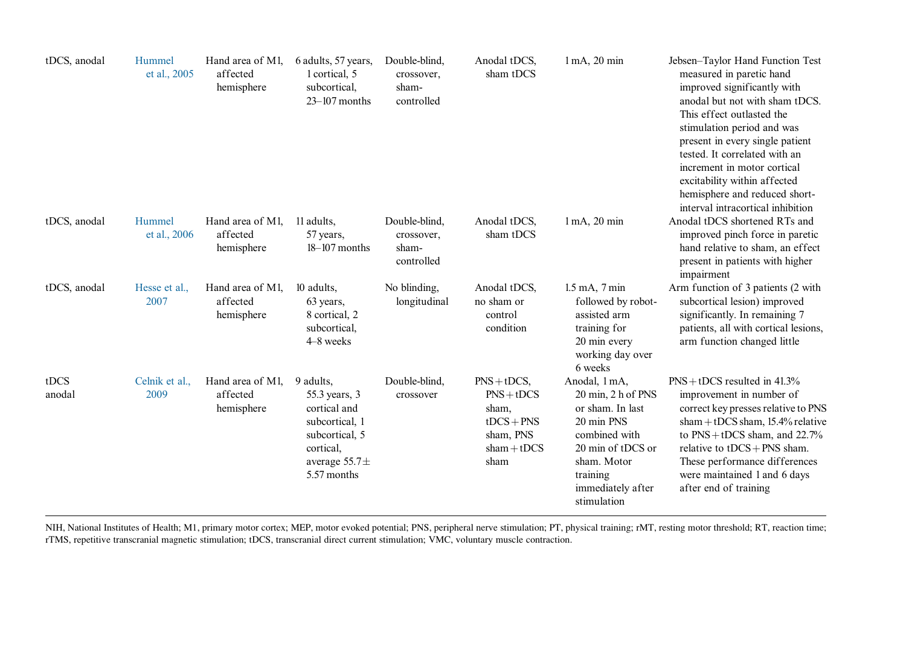| | | | | | | | |
|---|---|---|---|---|---|---|---|
| tDCS, anodal | Hummel et al., 2005 | Hand area of M1, affected hemisphere | 6 adults, 57 years, 1 cortical, 5 subcortical, 23–107 months | Double-blind, crossover, sham-controlled | Anodal tDCS, sham tDCS | 1 mA, 20 min | Jebsen–Taylor Hand Function Test measured in paretic hand improved significantly with anodal but not with sham tDCS. This effect outlasted the stimulation period and was present in every single patient tested. It correlated with an increment in motor cortical excitability within affected hemisphere and reduced short-interval intracortical inhibition |
| tDCS, anodal | Hummel et al., 2006 | Hand area of M1, affected hemisphere | 11 adults, 57 years, 18–107 months | Double-blind, crossover, sham-controlled | Anodal tDCS, sham tDCS | 1 mA, 20 min | Anodal tDCS shortened RTs and improved pinch force in paretic hand relative to sham, an effect present in patients with higher impairment |
| tDCS, anodal | Hesse et al., 2007 | Hand area of M1, affected hemisphere | 10 adults, 63 years, 8 cortical, 2 subcortical, 4–8 weeks | No blinding, longitudinal | Anodal tDCS, no sham or control condition | 1.5 mA, 7 min followed by robot-assisted arm training for 20 min every working day over 6 weeks | Arm function of 3 patients (2 with subcortical lesion) improved significantly. In remaining 7 patients, all with cortical lesions, arm function changed little |
| tDCS anodal | Celnik et al., 2009 | Hand area of M1, affected hemisphere | 9 adults, 55.3 years, 3 cortical and subcortical, 1 subcortical, 5 cortical, average 55.7 ± 5.57 months | Double-blind, crossover | PNS + tDCS, PNS + tDCS sham, tDCS + PNS sham, PNS sham + tDCS sham | Anodal, 1 mA, 20 min, 2 h of PNS or sham. In last 20 min PNS combined with 20 min of tDCS or sham. Motor training immediately after stimulation | PNS + tDCS resulted in 41.3% improvement in number of correct key presses relative to PNS sham + tDCS sham, 15.4% relative to PNS + tDCS sham, and 22.7% relative to tDCS + PNS sham. These performance differences were maintained 1 and 6 days after end of training |

NIH, National Institutes of Health; M1, primary motor cortex; MEP, motor evoked potential; PNS, peripheral nerve stimulation; PT, physical training; rMT, resting motor threshold; RT, reaction time; rTMS, repetitive transcranial magnetic stimulation; tDCS, transcranial direct current stimulation; VMC, voluntary muscle contraction.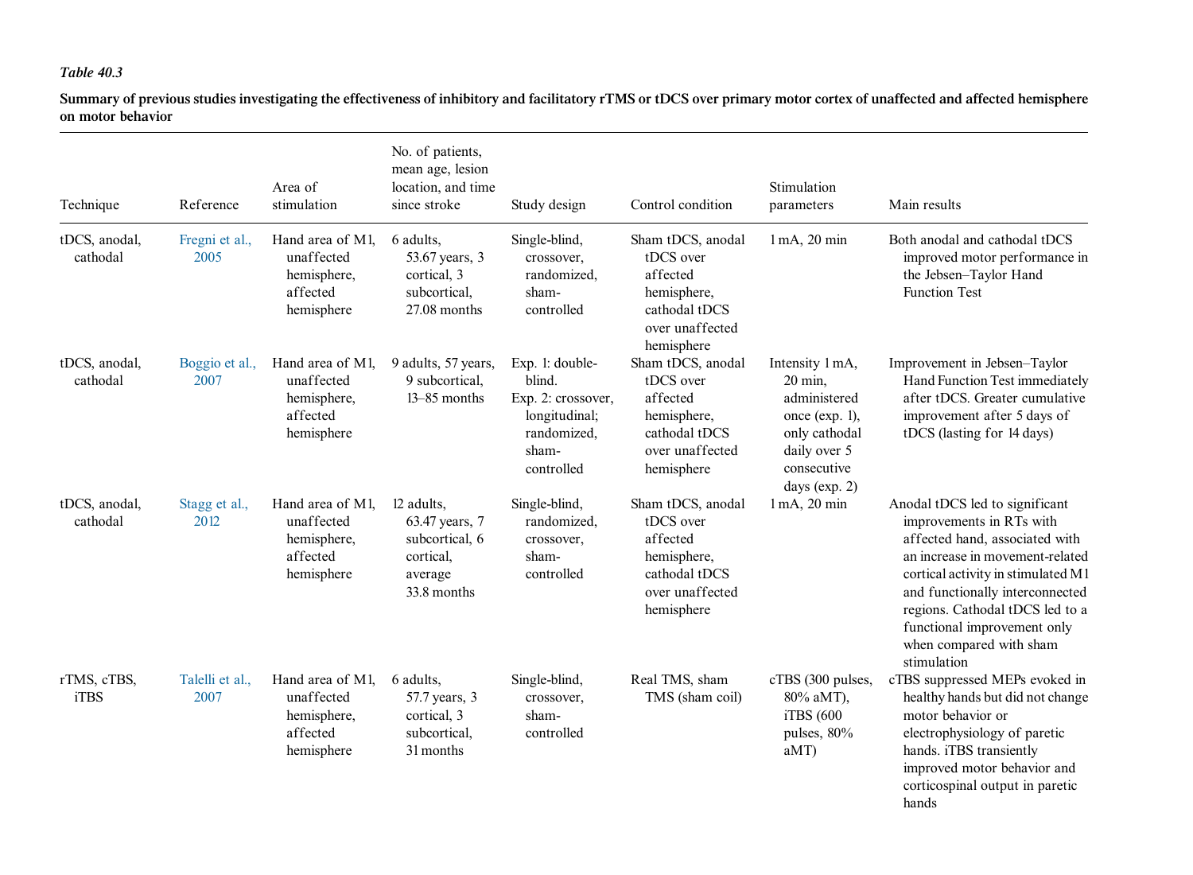*Table 40.3*

**Summary of previous studies investigating the effectiveness of inhibitory and facilitatory rTMS or tDCS over primary motor cortex of unaffected and affected hemisphere on motor behavior**

| Technique | Reference | Area of stimulation | No. of patients, mean age, lesion location, and time since stroke | Study design | Control condition | Stimulation parameters | Main results |
|---|---|---|---|---|---|---|---|
| tDCS, anodal, cathodal | Fregni et al., 2005 | Hand area of M1, unaffected hemisphere, affected hemisphere | 6 adults, 53.67 years, 3 cortical, 3 subcortical, 27.08 months | Single-blind, crossover, randomized, sham-controlled | Sham tDCS, anodal tDCS over affected hemisphere, cathodal tDCS over unaffected hemisphere | 1 mA, 20 min | Both anodal and cathodal tDCS improved motor performance in the Jebsen–Taylor Hand Function Test |
| tDCS, anodal, cathodal | Boggio et al., 2007 | Hand area of M1, unaffected hemisphere, affected hemisphere | 9 adults, 57 years, 9 subcortical, 13–85 months | Exp. 1: double-blind. Exp. 2: crossover, longitudinal; randomized, sham-controlled | Sham tDCS, anodal tDCS over affected hemisphere, cathodal tDCS over unaffected hemisphere | Intensity 1 mA, 20 min, administered once (exp. 1), only cathodal daily over 5 consecutive days (exp. 2) | Improvement in Jebsen–Taylor Hand Function Test immediately after tDCS. Greater cumulative improvement after 5 days of tDCS (lasting for 14 days) |
| tDCS, anodal, cathodal | Stagg et al., 2012 | Hand area of M1, unaffected hemisphere, affected hemisphere | 12 adults, 63.47 years, 7 subcortical, 6 cortical, average 33.8 months | Single-blind, randomized, crossover, sham-controlled | Sham tDCS, anodal tDCS over affected hemisphere, cathodal tDCS over unaffected hemisphere | 1 mA, 20 min | Anodal tDCS led to significant improvements in RTs with affected hand, associated with an increase in movement-related cortical activity in stimulated M1 and functionally interconnected regions. Cathodal tDCS led to a functional improvement only when compared with sham stimulation |
| rTMS, cTBS, iTBS | Talelli et al., 2007 | Hand area of M1, unaffected hemisphere, affected hemisphere | 6 adults, 57.7 years, 3 cortical, 3 subcortical, 31 months | Single-blind, crossover, sham-controlled | Real TMS, sham TMS (sham coil) | cTBS (300 pulses, 80% aMT), iTBS (600 pulses, 80% aMT) | cTBS suppressed MEPs evoked in healthy hands but did not change motor behavior or electrophysiology of paretic hands. iTBS transiently improved motor behavior and corticospinal output in paretic hands |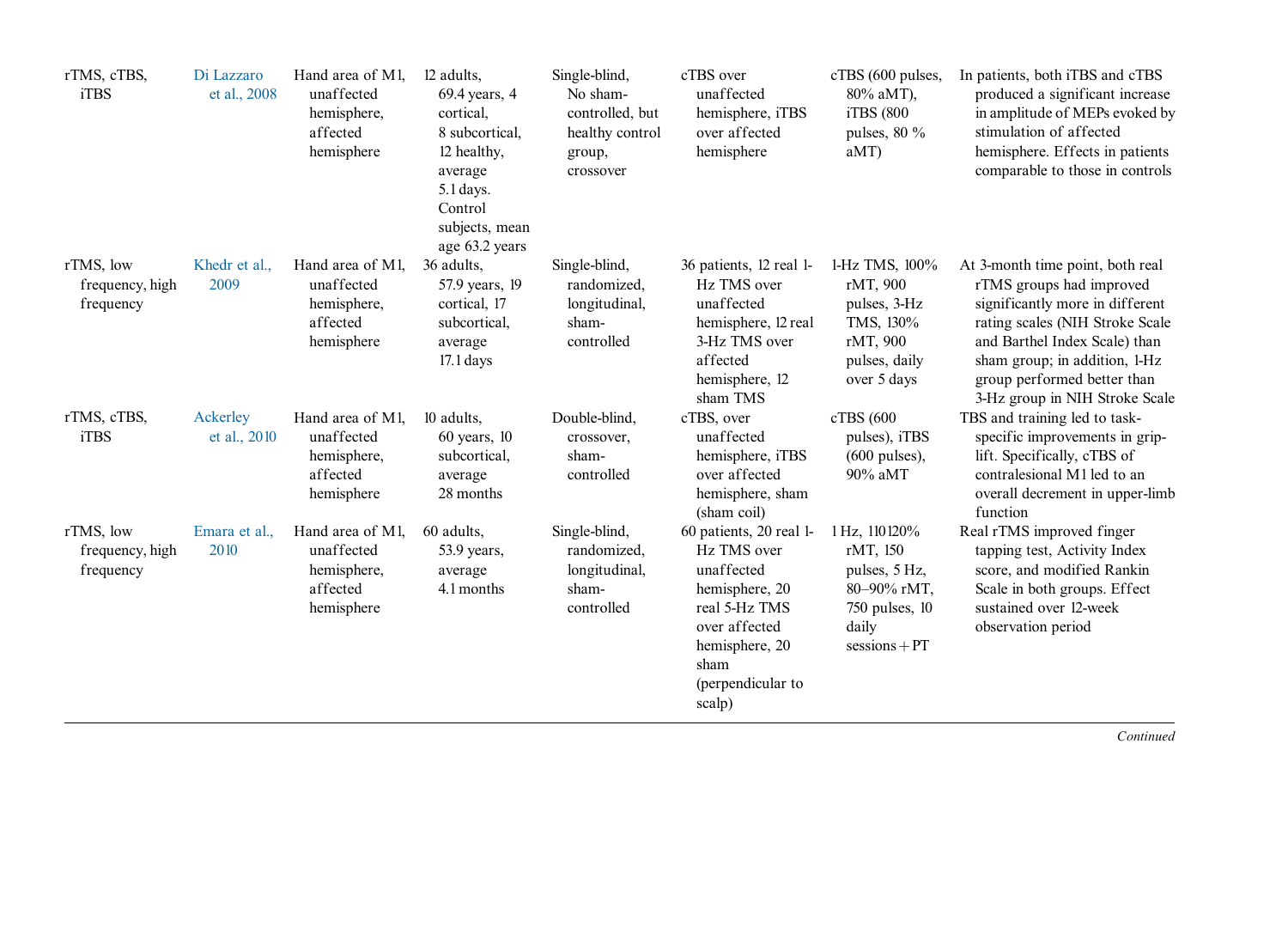| | | | | | | | |
|---|---|---|---|---|---|---|---|
| rTMS, cTBS, iTBS | Di Lazzaro et al., 2008 | Hand area of M1, unaffected hemisphere, affected hemisphere | 12 adults, 69.4 years, 4 cortical, 8 subcortical, 12 healthy, average 5.1 days. Control subjects, mean age 63.2 years | Single-blind, No sham-controlled, but healthy control group, crossover | cTBS over unaffected hemisphere, iTBS over affected hemisphere | cTBS (600 pulses, 80% aMT), iTBS (800 pulses, 80 % aMT) | In patients, both iTBS and cTBS produced a significant increase in amplitude of MEPs evoked by stimulation of affected hemisphere. Effects in patients comparable to those in controls |
| rTMS, low frequency, high frequency | Khedr et al., 2009 | Hand area of M1, unaffected hemisphere, affected hemisphere | 36 adults, 57.9 years, 19 cortical, 17 subcortical, average 17.1 days | Single-blind, randomized, longitudinal, sham-controlled | 36 patients, 12 real 1-Hz TMS over unaffected hemisphere, 12 real 3-Hz TMS over affected hemisphere, 12 sham TMS | 1-Hz TMS, 100% rMT, 900 pulses, 3-Hz TMS, 130% rMT, 900 pulses, daily over 5 days | At 3-month time point, both real rTMS groups had improved significantly more in different rating scales (NIH Stroke Scale and Barthel Index Scale) than sham group; in addition, 1-Hz group performed better than 3-Hz group in NIH Stroke Scale |
| rTMS, cTBS, iTBS | Ackerley et al., 2010 | Hand area of M1, unaffected hemisphere, affected hemisphere | 10 adults, 60 years, 10 subcortical, average 28 months | Double-blind, crossover, sham-controlled | cTBS, over unaffected hemisphere, iTBS over affected hemisphere, sham (sham coil) | cTBS (600 pulses), iTBS (600 pulses), 90% aMT | TBS and training led to task-specific improvements in grip-lift. Specifically, cTBS of contralesional M1 led to an overall decrement in upper-limb function |
| rTMS, low frequency, high frequency | Emara et al., 2010 | Hand area of M1, unaffected hemisphere, affected hemisphere | 60 adults, 53.9 years, average 4.1 months | Single-blind, randomized, longitudinal, sham-controlled | 60 patients, 20 real 1-Hz TMS over unaffected hemisphere, 20 real 5-Hz TMS over affected hemisphere, 20 sham (perpendicular to scalp) | 1 Hz, 110120% rMT, 150 pulses, 5 Hz, 80–90% rMT, 750 pulses, 10 daily sessions + PT | Real rTMS improved finger tapping test, Activity Index score, and modified Rankin Scale in both groups. Effect sustained over 12-week observation period |

*Continued*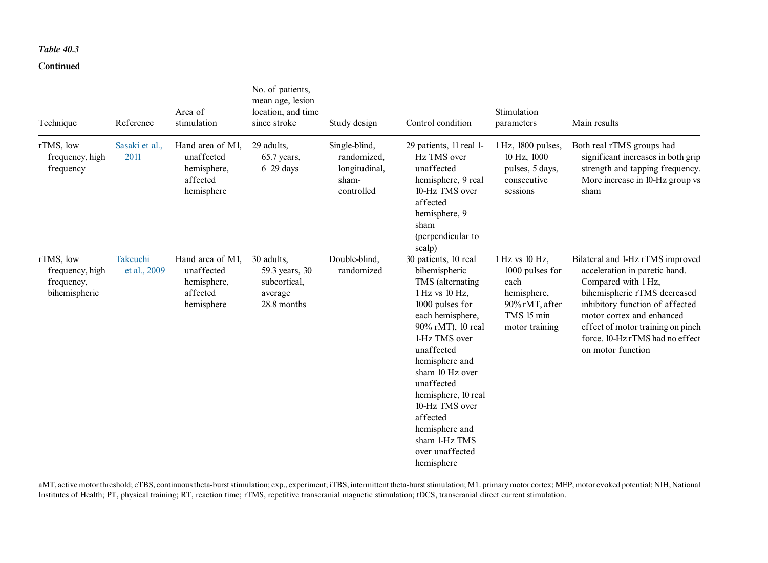*Table 40.3*

**Continued**

| Technique | Reference | Area of stimulation | No. of patients, mean age, lesion location, and time since stroke | Study design | Control condition | Stimulation parameters | Main results |
|---|---|---|---|---|---|---|---|
| rTMS, low frequency, high frequency | Sasaki et al., 2011 | Hand area of M1, unaffected hemisphere, affected hemisphere | 29 adults, 65.7 years, 6–29 days | Single-blind, randomized, longitudinal, sham-controlled | 29 patients, 11 real 1-Hz TMS over unaffected hemisphere, 9 real 10-Hz TMS over affected hemisphere, 9 sham (perpendicular to scalp) | 1 Hz, 1800 pulses, 10 Hz, 1000 pulses, 5 days, consecutive sessions | Both real rTMS groups had significant increases in both grip strength and tapping frequency. More increase in 10-Hz group vs sham |
| rTMS, low frequency, high frequency, bihemispheric | Takeuchi et al., 2009 | Hand area of M1, unaffected hemisphere, affected hemisphere | 30 adults, 59.3 years, 30 subcortical, average 28.8 months | Double-blind, randomized | 30 patients, 10 real bihemispheric TMS (alternating 1 Hz vs 10 Hz, 1000 pulses for each hemisphere, 90% rMT), 10 real 1-Hz TMS over unaffected hemisphere and sham 10 Hz over unaffected hemisphere, 10 real 10-Hz TMS over affected hemisphere and sham 1-Hz TMS over unaffected hemisphere | 1 Hz vs 10 Hz, 1000 pulses for each hemisphere, 90% rMT, after TMS 15 min motor training | Bilateral and 1-Hz rTMS improved acceleration in paretic hand. Compared with 1 Hz, bihemispheric rTMS decreased inhibitory function of affected motor cortex and enhanced effect of motor training on pinch force. 10-Hz rTMS had no effect on motor function |

aMT, active motor threshold; cTBS, continuous theta-burst stimulation; exp., experiment; iTBS, intermittent theta-burst stimulation; M1. primary motor cortex; MEP, motor evoked potential; NIH, National Institutes of Health; PT, physical training; RT, reaction time; rTMS, repetitive transcranial magnetic stimulation; tDCS, transcranial direct current stimulation.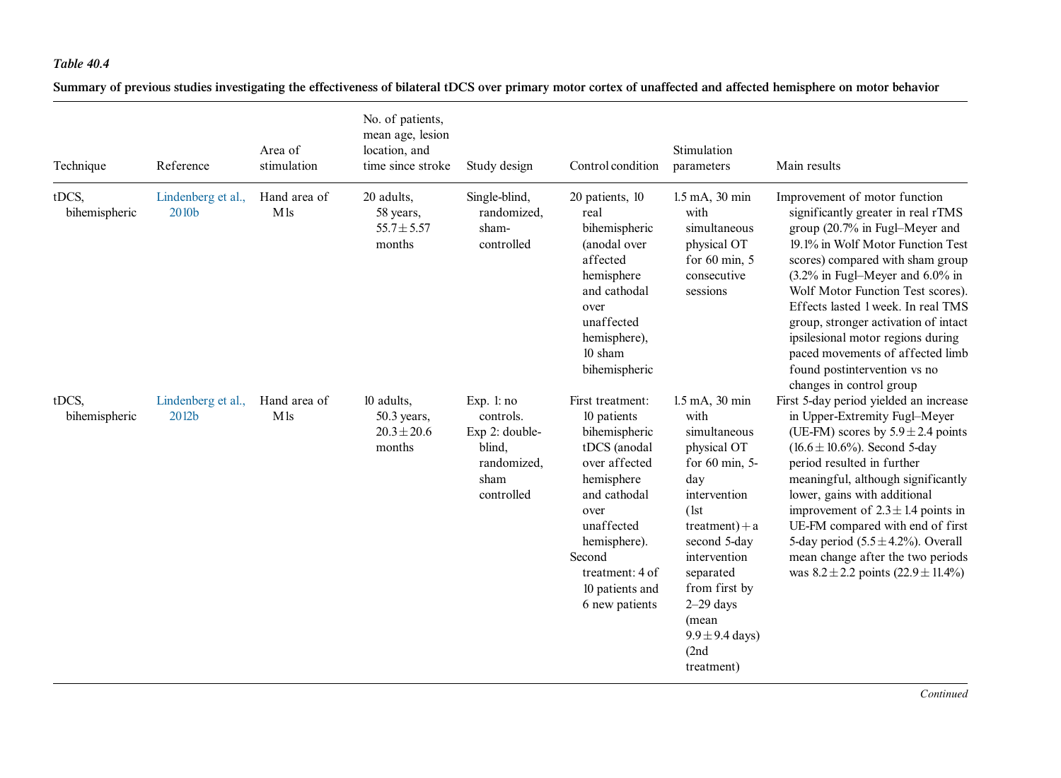*Table 40.4*

**Summary of previous studies investigating the effectiveness of bilateral tDCS over primary motor cortex of unaffected and affected hemisphere on motor behavior**

| Technique | Reference | Area of stimulation | No. of patients, mean age, lesion location, and time since stroke | Study design | Control condition | Stimulation parameters | Main results |
|---|---|---|---|---|---|---|---|
| tDCS, bihemispheric | Lindenberg et al., 2010b | Hand area of M1s | 20 adults, 58 years, 55.7 ± 5.57 months | Single-blind, randomized, sham-controlled | 20 patients, 10 real bihemispheric (anodal over affected hemisphere and cathodal over unaffected hemisphere), 10 sham bihemispheric | 1.5 mA, 30 min with simultaneous physical OT for 60 min, 5 consecutive sessions | Improvement of motor function significantly greater in real rTMS group (20.7% in Fugl–Meyer and 19.1% in Wolf Motor Function Test scores) compared with sham group (3.2% in Fugl–Meyer and 6.0% in Wolf Motor Function Test scores). Effects lasted 1 week. In real TMS group, stronger activation of intact ipsilesional motor regions during paced movements of affected limb found postintervention vs no changes in control group |
| tDCS, bihemispheric | Lindenberg et al., 2012b | Hand area of M1s | 10 adults, 50.3 years, 20.3 ± 20.6 months | Exp. 1: no controls. Exp 2: double-blind, randomized, sham controlled | First treatment: 10 patients bihemispheric tDCS (anodal over affected hemisphere and cathodal over unaffected hemisphere). Second treatment: 4 of 10 patients and 6 new patients | 1.5 mA, 30 min with simultaneous physical OT for 60 min, 5-day intervention (1st treatment) + a second 5-day intervention separated from first by 2–29 days (mean 9.9 ± 9.4 days) (2nd treatment) | First 5-day period yielded an increase in Upper-Extremity Fugl–Meyer (UE-FM) scores by 5.9 ± 2.4 points (16.6 ± 10.6%). Second 5-day period resulted in further meaningful, although significantly lower, gains with additional improvement of 2.3 ± 1.4 points in UE-FM compared with end of first 5-day period (5.5 ± 4.2%). Overall mean change after the two periods was 8.2 ± 2.2 points (22.9 ± 11.4%) |

*Continued*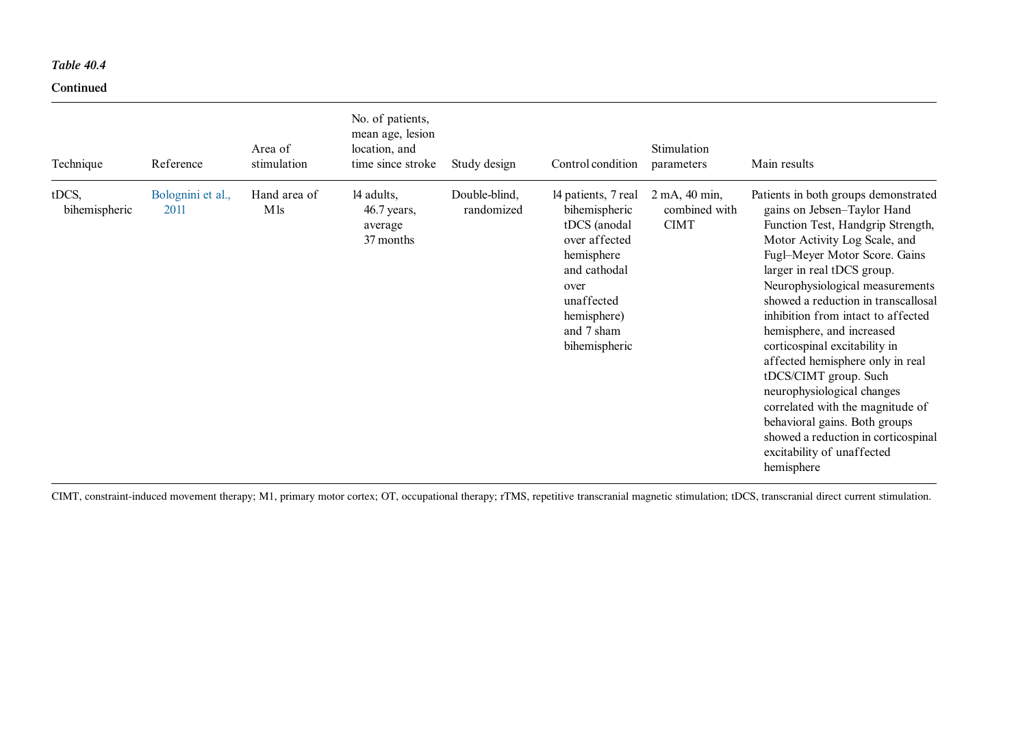*Table 40.4*

**Continued**

| Technique | Reference | Area of stimulation | No. of patients, mean age, lesion location, and time since stroke | Study design | Control condition | Stimulation parameters | Main results |
|---|---|---|---|---|---|---|---|
| tDCS, bihemispheric | Bolognini et al., 2011 | Hand area of M1s | 14 adults, 46.7 years, average 37 months | Double-blind, randomized | 14 patients, 7 real bihemispheric tDCS (anodal over affected hemisphere and cathodal over unaffected hemisphere) and 7 sham bihemispheric | 2 mA, 40 min, combined with CIMT | Patients in both groups demonstrated gains on Jebsen–Taylor Hand Function Test, Handgrip Strength, Motor Activity Log Scale, and Fugl–Meyer Motor Score. Gains larger in real tDCS group. Neurophysiological measurements showed a reduction in transcallosal inhibition from intact to affected hemisphere, and increased corticospinal excitability in affected hemisphere only in real tDCS/CIMT group. Such neurophysiological changes correlated with the magnitude of behavioral gains. Both groups showed a reduction in corticospinal excitability of unaffected hemisphere |

CIMT, constraint-induced movement therapy; M1, primary motor cortex; OT, occupational therapy; rTMS, repetitive transcranial magnetic stimulation; tDCS, transcranial direct current stimulation.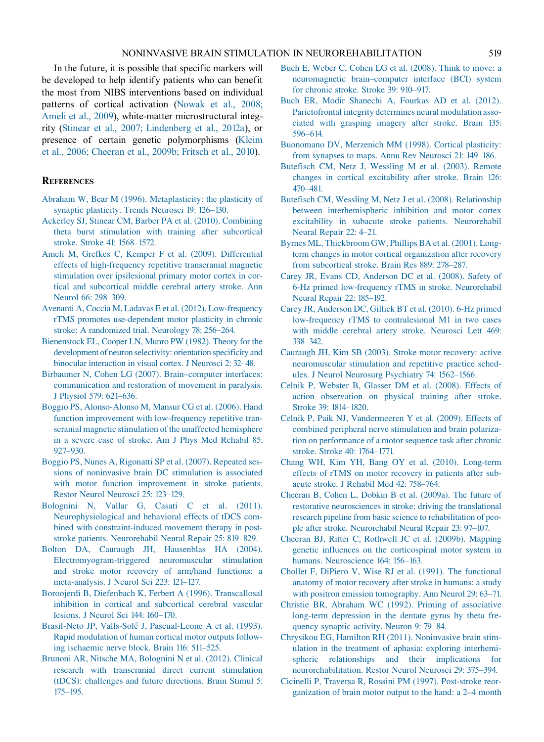In the future, it is possible that specific markers will be developed to help identify patients who can benefit the most from NIBS interventions based on individual patterns of cortical activation (Nowak et al., 2008; Ameli et al., 2009), white-matter microstructural integrity (Stinear et al., 2007; Lindenberg et al., 2012a), or presence of certain genetic polymorphisms (Kleim et al., 2006; Cheeran et al., 2009b; Fritsch et al., 2010).

## References

Abraham W, Bear M (1996). Metaplasticity: the plasticity of synaptic plasticity. Trends Neurosci 19: 126–130.

Ackerley SJ, Stinear CM, Barber PA et al. (2010). Combining theta burst stimulation with training after subcortical stroke. Stroke 41: 1568–1572.

Ameli M, Grefkes C, Kemper F et al. (2009). Differential effects of high-frequency repetitive transcranial magnetic stimulation over ipsilesional primary motor cortex in cortical and subcortical middle cerebral artery stroke. Ann Neurol 66: 298–309.

Avenanti A, Coccia M, Ladavas E et al. (2012). Low-frequency rTMS promotes use-dependent motor plasticity in chronic stroke: A randomized trial. Neurology 78: 256–264.

Bienenstock EL, Cooper LN, Munro PW (1982). Theory for the development of neuron selectivity: orientation specificity and binocular interaction in visual cortex. J Neurosci 2: 32–48.

Birbaumer N, Cohen LG (2007). Brain–computer interfaces: communication and restoration of movement in paralysis. J Physiol 579: 621–636.

Boggio PS, Alonso-Alonso M, Mansur CG et al. (2006). Hand function improvement with low-frequency repetitive transcranial magnetic stimulation of the unaffected hemisphere in a severe case of stroke. Am J Phys Med Rehabil 85: 927–930.

Boggio PS, Nunes A, Rigonatti SP et al. (2007). Repeated sessions of noninvasive brain DC stimulation is associated with motor function improvement in stroke patients. Restor Neurol Neurosci 25: 123–129.

Bolognini N, Vallar G, Casati C et al. (2011). Neurophysiological and behavioral effects of tDCS combined with constraint-induced movement therapy in post-stroke patients. Neurorehabil Neural Repair 25: 819–829.

Bolton DA, Cauraugh JH, Hausenblas HA (2004). Electromyogram-triggered neuromuscular stimulation and stroke motor recovery of arm/hand functions: a meta-analysis. J Neurol Sci 223: 121–127.

Boroojerdi B, Diefenbach K, Ferbert A (1996). Transcallosal inhibition in cortical and subcortical cerebral vascular lesions. J Neurol Sci 144: 160–170.

Brasil-Neto JP, Valls-Solé J, Pascual-Leone A et al. (1993). Rapid modulation of human cortical motor outputs following ischaemic nerve block. Brain 116: 511–525.

Brunoni AR, Nitsche MA, Bolognini N et al. (2012). Clinical research with transcranial direct current stimulation (tDCS): challenges and future directions. Brain Stimul 5: 175–195.

Buch E, Weber C, Cohen LG et al. (2008). Think to move: a neuromagnetic brain–computer interface (BCI) system for chronic stroke. Stroke 39: 910–917.

Buch ER, Modir Shanechi A, Fourkas AD et al. (2012). Parietofrontal integrity determines neural modulation associated with grasping imagery after stroke. Brain 135: 596–614.

Buonomano DV, Merzenich MM (1998). Cortical plasticity: from synapses to maps. Annu Rev Neurosci 21: 149–186.

Butefisch CM, Netz J, Wessling M et al. (2003). Remote changes in cortical excitability after stroke. Brain 126: 470–481.

Butefisch CM, Wessling M, Netz J et al. (2008). Relationship between interhemispheric inhibition and motor cortex excitability in subacute stroke patients. Neurorehabil Neural Repair 22: 4–21.

Byrnes ML, Thickbroom GW, Phillips BA et al. (2001). Long-term changes in motor cortical organization after recovery from subcortical stroke. Brain Res 889: 278–287.

Carey JR, Evans CD, Anderson DC et al. (2008). Safety of 6-Hz primed low-frequency rTMS in stroke. Neurorehabil Neural Repair 22: 185–192.

Carey JR, Anderson DC, Gillick BT et al. (2010). 6-Hz primed low-frequency rTMS to contralesional M1 in two cases with middle cerebral artery stroke. Neurosci Lett 469: 338–342.

Cauraugh JH, Kim SB (2003). Stroke motor recovery: active neuromuscular stimulation and repetitive practice schedules. J Neurol Neurosurg Psychiatry 74: 1562–1566.

Celnik P, Webster B, Glasser DM et al. (2008). Effects of action observation on physical training after stroke. Stroke 39: 1814–1820.

Celnik P, Paik NJ, Vandermeeren Y et al. (2009). Effects of combined peripheral nerve stimulation and brain polarization on performance of a motor sequence task after chronic stroke. Stroke 40: 1764–1771.

Chang WH, Kim YH, Bang OY et al. (2010). Long-term effects of rTMS on motor recovery in patients after subacute stroke. J Rehabil Med 42: 758–764.

Cheeran B, Cohen L, Dobkin B et al. (2009a). The future of restorative neurosciences in stroke: driving the translational research pipeline from basic science to rehabilitation of people after stroke. Neurorehabil Neural Repair 23: 97–107.

Cheeran BJ, Ritter C, Rothwell JC et al. (2009b). Mapping genetic influences on the corticospinal motor system in humans. Neuroscience 164: 156–163.

Chollet F, DiPiero V, Wise RJ et al. (1991). The functional anatomy of motor recovery after stroke in humans: a study with positron emission tomography. Ann Neurol 29: 63–71.

Christie BR, Abraham WC (1992). Priming of associative long-term depression in the dentate gyrus by theta frequency synaptic activity. Neuron 9: 79–84.

Chrysikou EG, Hamilton RH (2011). Noninvasive brain stimulation in the treatment of aphasia: exploring interhemispheric relationships and their implications for neurorehabilitation. Restor Neurol Neurosci 29: 375–394.

Cicinelli P, Traversa R, Rossini PM (1997). Post-stroke reorganization of brain motor output to the hand: a 2–4 month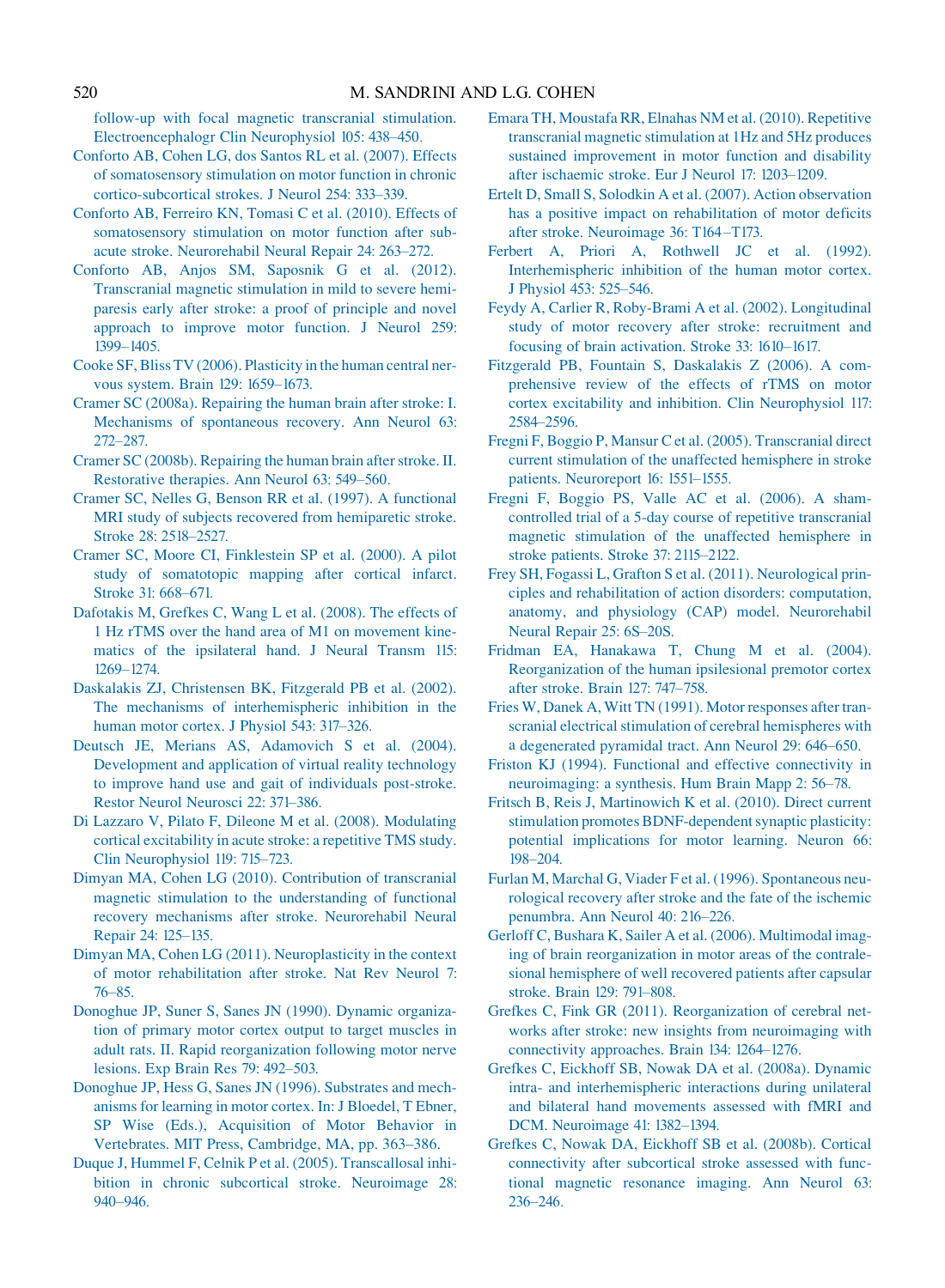follow-up with focal magnetic transcranial stimulation. Electroencephalogr Clin Neurophysiol 105: 438–450.

Conforto AB, Cohen LG, dos Santos RL et al. (2007). Effects of somatosensory stimulation on motor function in chronic cortico-subcortical strokes. J Neurol 254: 333–339.

Conforto AB, Ferreiro KN, Tomasi C et al. (2010). Effects of somatosensory stimulation on motor function after subacute stroke. Neurorehabil Neural Repair 24: 263–272.

Conforto AB, Anjos SM, Saposnik G et al. (2012). Transcranial magnetic stimulation in mild to severe hemiparesis early after stroke: a proof of principle and novel approach to improve motor function. J Neurol 259: 1399–1405.

Cooke SF, Bliss TV (2006). Plasticity in the human central nervous system. Brain 129: 1659–1673.

Cramer SC (2008a). Repairing the human brain after stroke: I. Mechanisms of spontaneous recovery. Ann Neurol 63: 272–287.

Cramer SC (2008b). Repairing the human brain after stroke. II. Restorative therapies. Ann Neurol 63: 549–560.

Cramer SC, Nelles G, Benson RR et al. (1997). A functional MRI study of subjects recovered from hemiparetic stroke. Stroke 28: 2518–2527.

Cramer SC, Moore CI, Finklestein SP et al. (2000). A pilot study of somatotopic mapping after cortical infarct. Stroke 31: 668–671.

Dafotakis M, Grefkes C, Wang L et al. (2008). The effects of 1 Hz rTMS over the hand area of M1 on movement kinematics of the ipsilateral hand. J Neural Transm 115: 1269–1274.

Daskalakis ZJ, Christensen BK, Fitzgerald PB et al. (2002). The mechanisms of interhemispheric inhibition in the human motor cortex. J Physiol 543: 317–326.

Deutsch JE, Merians AS, Adamovich S et al. (2004). Development and application of virtual reality technology to improve hand use and gait of individuals post-stroke. Restor Neurol Neurosci 22: 371–386.

Di Lazzaro V, Pilato F, Dileone M et al. (2008). Modulating cortical excitability in acute stroke: a repetitive TMS study. Clin Neurophysiol 119: 715–723.

Dimyan MA, Cohen LG (2010). Contribution of transcranial magnetic stimulation to the understanding of functional recovery mechanisms after stroke. Neurorehabil Neural Repair 24: 125–135.

Dimyan MA, Cohen LG (2011). Neuroplasticity in the context of motor rehabilitation after stroke. Nat Rev Neurol 7: 76–85.

Donoghue JP, Suner S, Sanes JN (1990). Dynamic organization of primary motor cortex output to target muscles in adult rats. II. Rapid reorganization following motor nerve lesions. Exp Brain Res 79: 492–503.

Donoghue JP, Hess G, Sanes JN (1996). Substrates and mechanisms for learning in motor cortex. In: J Bloedel, T Ebner, SP Wise (Eds.), Acquisition of Motor Behavior in Vertebrates. MIT Press, Cambridge, MA, pp. 363–386.

Duque J, Hummel F, Celnik P et al. (2005). Transcallosal inhibition in chronic subcortical stroke. Neuroimage 28: 940–946.

Emara TH, Moustafa RR, Elnahas NM et al. (2010). Repetitive transcranial magnetic stimulation at 1Hz and 5Hz produces sustained improvement in motor function and disability after ischaemic stroke. Eur J Neurol 17: 1203–1209.

Ertelt D, Small S, Solodkin A et al. (2007). Action observation has a positive impact on rehabilitation of motor deficits after stroke. Neuroimage 36: T164–T173.

Ferbert A, Priori A, Rothwell JC et al. (1992). Interhemispheric inhibition of the human motor cortex. J Physiol 453: 525–546.

Feydy A, Carlier R, Roby-Brami A et al. (2002). Longitudinal study of motor recovery after stroke: recruitment and focusing of brain activation. Stroke 33: 1610–1617.

Fitzgerald PB, Fountain S, Daskalakis Z (2006). A comprehensive review of the effects of rTMS on motor cortex excitability and inhibition. Clin Neurophysiol 117: 2584–2596.

Fregni F, Boggio P, Mansur C et al. (2005). Transcranial direct current stimulation of the unaffected hemisphere in stroke patients. Neuroreport 16: 1551–1555.

Fregni F, Boggio PS, Valle AC et al. (2006). A sham-controlled trial of a 5-day course of repetitive transcranial magnetic stimulation of the unaffected hemisphere in stroke patients. Stroke 37: 2115–2122.

Frey SH, Fogassi L, Grafton S et al. (2011). Neurological principles and rehabilitation of action disorders: computation, anatomy, and physiology (CAP) model. Neurorehabil Neural Repair 25: 6S–20S.

Fridman EA, Hanakawa T, Chung M et al. (2004). Reorganization of the human ipsilesional premotor cortex after stroke. Brain 127: 747–758.

Fries W, Danek A, Witt TN (1991). Motor responses after transcranial electrical stimulation of cerebral hemispheres with a degenerated pyramidal tract. Ann Neurol 29: 646–650.

Friston KJ (1994). Functional and effective connectivity in neuroimaging: a synthesis. Hum Brain Mapp 2: 56–78.

Fritsch B, Reis J, Martinowich K et al. (2010). Direct current stimulation promotes BDNF-dependent synaptic plasticity: potential implications for motor learning. Neuron 66: 198–204.

Furlan M, Marchal G, Viader F et al. (1996). Spontaneous neurological recovery after stroke and the fate of the ischemic penumbra. Ann Neurol 40: 216–226.

Gerloff C, Bushara K, Sailer A et al. (2006). Multimodal imaging of brain reorganization in motor areas of the contralesional hemisphere of well recovered patients after capsular stroke. Brain 129: 791–808.

Grefkes C, Fink GR (2011). Reorganization of cerebral networks after stroke: new insights from neuroimaging with connectivity approaches. Brain 134: 1264–1276.

Grefkes C, Eickhoff SB, Nowak DA et al. (2008a). Dynamic intra- and interhemispheric interactions during unilateral and bilateral hand movements assessed with fMRI and DCM. Neuroimage 41: 1382–1394.

Grefkes C, Nowak DA, Eickhoff SB et al. (2008b). Cortical connectivity after subcortical stroke assessed with functional magnetic resonance imaging. Ann Neurol 63: 236–246.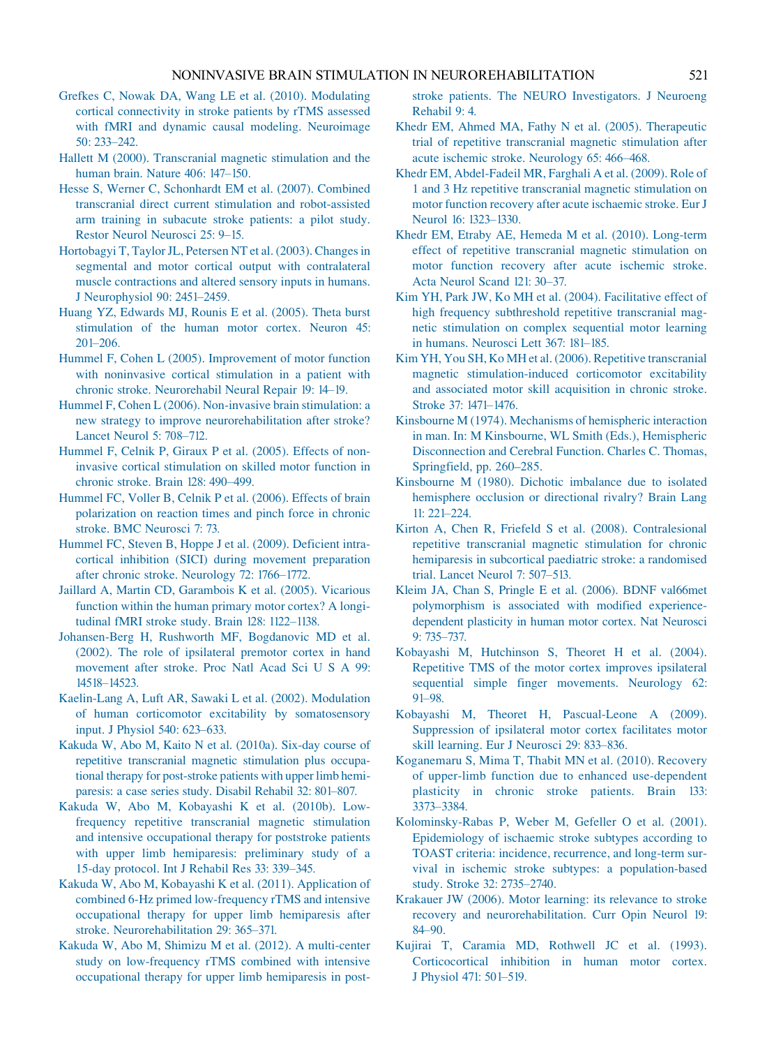Grefkes C, Nowak DA, Wang LE et al. (2010). Modulating cortical connectivity in stroke patients by rTMS assessed with fMRI and dynamic causal modeling. Neuroimage 50: 233–242.

Hallett M (2000). Transcranial magnetic stimulation and the human brain. Nature 406: 147–150.

Hesse S, Werner C, Schonhardt EM et al. (2007). Combined transcranial direct current stimulation and robot-assisted arm training in subacute stroke patients: a pilot study. Restor Neurol Neurosci 25: 9–15.

Hortobagyi T, Taylor JL, Petersen NT et al. (2003). Changes in segmental and motor cortical output with contralateral muscle contractions and altered sensory inputs in humans. J Neurophysiol 90: 2451–2459.

Huang YZ, Edwards MJ, Rounis E et al. (2005). Theta burst stimulation of the human motor cortex. Neuron 45: 201–206.

Hummel F, Cohen L (2005). Improvement of motor function with noninvasive cortical stimulation in a patient with chronic stroke. Neurorehabil Neural Repair 19: 14–19.

Hummel F, Cohen L (2006). Non-invasive brain stimulation: a new strategy to improve neurorehabilitation after stroke? Lancet Neurol 5: 708–712.

Hummel F, Celnik P, Giraux P et al. (2005). Effects of non-invasive cortical stimulation on skilled motor function in chronic stroke. Brain 128: 490–499.

Hummel FC, Voller B, Celnik P et al. (2006). Effects of brain polarization on reaction times and pinch force in chronic stroke. BMC Neurosci 7: 73.

Hummel FC, Steven B, Hoppe J et al. (2009). Deficient intracortical inhibition (SICI) during movement preparation after chronic stroke. Neurology 72: 1766–1772.

Jaillard A, Martin CD, Garambois K et al. (2005). Vicarious function within the human primary motor cortex? A longitudinal fMRI stroke study. Brain 128: 1122–1138.

Johansen-Berg H, Rushworth MF, Bogdanovic MD et al. (2002). The role of ipsilateral premotor cortex in hand movement after stroke. Proc Natl Acad Sci U S A 99: 14518–14523.

Kaelin-Lang A, Luft AR, Sawaki L et al. (2002). Modulation of human corticomotor excitability by somatosensory input. J Physiol 540: 623–633.

Kakuda W, Abo M, Kaito N et al. (2010a). Six-day course of repetitive transcranial magnetic stimulation plus occupational therapy for post-stroke patients with upper limb hemiparesis: a case series study. Disabil Rehabil 32: 801–807.

Kakuda W, Abo M, Kobayashi K et al. (2010b). Low-frequency repetitive transcranial magnetic stimulation and intensive occupational therapy for poststroke patients with upper limb hemiparesis: preliminary study of a 15-day protocol. Int J Rehabil Res 33: 339–345.

Kakuda W, Abo M, Kobayashi K et al. (2011). Application of combined 6-Hz primed low-frequency rTMS and intensive occupational therapy for upper limb hemiparesis after stroke. Neurorehabilitation 29: 365–371.

Kakuda W, Abo M, Shimizu M et al. (2012). A multi-center study on low-frequency rTMS combined with intensive occupational therapy for upper limb hemiparesis in post-stroke patients. The NEURO Investigators. J Neuroeng Rehabil 9: 4.

Khedr EM, Ahmed MA, Fathy N et al. (2005). Therapeutic trial of repetitive transcranial magnetic stimulation after acute ischemic stroke. Neurology 65: 466–468.

Khedr EM, Abdel-Fadeil MR, Farghali A et al. (2009). Role of 1 and 3 Hz repetitive transcranial magnetic stimulation on motor function recovery after acute ischaemic stroke. Eur J Neurol 16: 1323–1330.

Khedr EM, Etraby AE, Hemeda M et al. (2010). Long-term effect of repetitive transcranial magnetic stimulation on motor function recovery after acute ischemic stroke. Acta Neurol Scand 121: 30–37.

Kim YH, Park JW, Ko MH et al. (2004). Facilitative effect of high frequency subthreshold repetitive transcranial magnetic stimulation on complex sequential motor learning in humans. Neurosci Lett 367: 181–185.

Kim YH, You SH, Ko MH et al. (2006). Repetitive transcranial magnetic stimulation-induced corticomotor excitability and associated motor skill acquisition in chronic stroke. Stroke 37: 1471–1476.

Kinsbourne M (1974). Mechanisms of hemispheric interaction in man. In: M Kinsbourne, WL Smith (Eds.), Hemispheric Disconnection and Cerebral Function. Charles C. Thomas, Springfield, pp. 260–285.

Kinsbourne M (1980). Dichotic imbalance due to isolated hemisphere occlusion or directional rivalry? Brain Lang 11: 221–224.

Kirton A, Chen R, Friefeld S et al. (2008). Contralesional repetitive transcranial magnetic stimulation for chronic hemiparesis in subcortical paediatric stroke: a randomised trial. Lancet Neurol 7: 507–513.

Kleim JA, Chan S, Pringle E et al. (2006). BDNF val66met polymorphism is associated with modified experience-dependent plasticity in human motor cortex. Nat Neurosci 9: 735–737.

Kobayashi M, Hutchinson S, Theoret H et al. (2004). Repetitive TMS of the motor cortex improves ipsilateral sequential simple finger movements. Neurology 62: 91–98.

Kobayashi M, Theoret H, Pascual-Leone A (2009). Suppression of ipsilateral motor cortex facilitates motor skill learning. Eur J Neurosci 29: 833–836.

Koganemaru S, Mima T, Thabit MN et al. (2010). Recovery of upper-limb function due to enhanced use-dependent plasticity in chronic stroke patients. Brain 133: 3373–3384.

Kolominsky-Rabas P, Weber M, Gefeller O et al. (2001). Epidemiology of ischaemic stroke subtypes according to TOAST criteria: incidence, recurrence, and long-term survival in ischemic stroke subtypes: a population-based study. Stroke 32: 2735–2740.

Krakauer JW (2006). Motor learning: its relevance to stroke recovery and neurorehabilitation. Curr Opin Neurol 19: 84–90.

Kujirai T, Caramia MD, Rothwell JC et al. (1993). Corticocortical inhibition in human motor cortex. J Physiol 471: 501–519.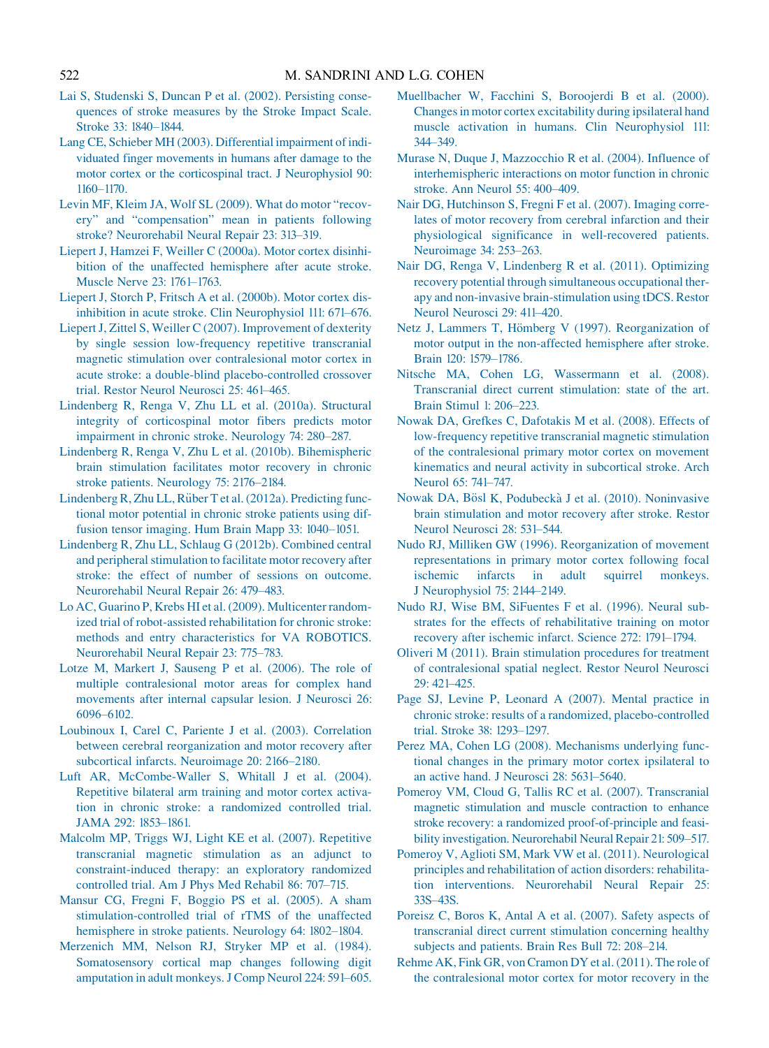Lai S, Studenski S, Duncan P et al. (2002). Persisting consequences of stroke measures by the Stroke Impact Scale. Stroke 33: 1840–1844.

Lang CE, Schieber MH (2003). Differential impairment of individuated finger movements in humans after damage to the motor cortex or the corticospinal tract. J Neurophysiol 90: 1160–1170.

Levin MF, Kleim JA, Wolf SL (2009). What do motor "recovery" and "compensation" mean in patients following stroke? Neurorehabil Neural Repair 23: 313–319.

Liepert J, Hamzei F, Weiller C (2000a). Motor cortex disinhibition of the unaffected hemisphere after acute stroke. Muscle Nerve 23: 1761–1763.

Liepert J, Storch P, Fritsch A et al. (2000b). Motor cortex disinhibition in acute stroke. Clin Neurophysiol 111: 671–676.

Liepert J, Zittel S, Weiller C (2007). Improvement of dexterity by single session low-frequency repetitive transcranial magnetic stimulation over contralesional motor cortex in acute stroke: a double-blind placebo-controlled crossover trial. Restor Neurol Neurosci 25: 461–465.

Lindenberg R, Renga V, Zhu LL et al. (2010a). Structural integrity of corticospinal motor fibers predicts motor impairment in chronic stroke. Neurology 74: 280–287.

Lindenberg R, Renga V, Zhu L et al. (2010b). Bihemispheric brain stimulation facilitates motor recovery in chronic stroke patients. Neurology 75: 2176–2184.

Lindenberg R, Zhu LL, Rüber T et al. (2012a). Predicting functional motor potential in chronic stroke patients using diffusion tensor imaging. Hum Brain Mapp 33: 1040–1051.

Lindenberg R, Zhu LL, Schlaug G (2012b). Combined central and peripheral stimulation to facilitate motor recovery after stroke: the effect of number of sessions on outcome. Neurorehabil Neural Repair 26: 479–483.

Lo AC, Guarino P, Krebs HI et al. (2009). Multicenter randomized trial of robot-assisted rehabilitation for chronic stroke: methods and entry characteristics for VA ROBOTICS. Neurorehabil Neural Repair 23: 775–783.

Lotze M, Markert J, Sauseng P et al. (2006). The role of multiple contralesional motor areas for complex hand movements after internal capsular lesion. J Neurosci 26: 6096–6102.

Loubinoux I, Carel C, Pariente J et al. (2003). Correlation between cerebral reorganization and motor recovery after subcortical infarcts. Neuroimage 20: 2166–2180.

Luft AR, McCombe-Waller S, Whitall J et al. (2004). Repetitive bilateral arm training and motor cortex activation in chronic stroke: a randomized controlled trial. JAMA 292: 1853–1861.

Malcolm MP, Triggs WJ, Light KE et al. (2007). Repetitive transcranial magnetic stimulation as an adjunct to constraint-induced therapy: an exploratory randomized controlled trial. Am J Phys Med Rehabil 86: 707–715.

Mansur CG, Fregni F, Boggio PS et al. (2005). A sham stimulation-controlled trial of rTMS of the unaffected hemisphere in stroke patients. Neurology 64: 1802–1804.

Merzenich MM, Nelson RJ, Stryker MP et al. (1984). Somatosensory cortical map changes following digit amputation in adult monkeys. J Comp Neurol 224: 591–605.

Muellbacher W, Facchini S, Boroojerdi B et al. (2000). Changes in motor cortex excitability during ipsilateral hand muscle activation in humans. Clin Neurophysiol 111: 344–349.

Murase N, Duque J, Mazzocchio R et al. (2004). Influence of interhemispheric interactions on motor function in chronic stroke. Ann Neurol 55: 400–409.

Nair DG, Hutchinson S, Fregni F et al. (2007). Imaging correlates of motor recovery from cerebral infarction and their physiological significance in well-recovered patients. Neuroimage 34: 253–263.

Nair DG, Renga V, Lindenberg R et al. (2011). Optimizing recovery potential through simultaneous occupational therapy and non-invasive brain-stimulation using tDCS. Restor Neurol Neurosci 29: 411–420.

Netz J, Lammers T, Hömberg V (1997). Reorganization of motor output in the non-affected hemisphere after stroke. Brain 120: 1579–1786.

Nitsche MA, Cohen LG, Wassermann et al. (2008). Transcranial direct current stimulation: state of the art. Brain Stimul 1: 206–223.

Nowak DA, Grefkes C, Dafotakis M et al. (2008). Effects of low-frequency repetitive transcranial magnetic stimulation of the contralesional primary motor cortex on movement kinematics and neural activity in subcortical stroke. Arch Neurol 65: 741–747.

Nowak DA, Bösl K, Podubeckà J et al. (2010). Noninvasive brain stimulation and motor recovery after stroke. Restor Neurol Neurosci 28: 531–544.

Nudo RJ, Milliken GW (1996). Reorganization of movement representations in primary motor cortex following focal ischemic infarcts in adult squirrel monkeys. J Neurophysiol 75: 2144–2149.

Nudo RJ, Wise BM, SiFuentes F et al. (1996). Neural substrates for the effects of rehabilitative training on motor recovery after ischemic infarct. Science 272: 1791–1794.

Oliveri M (2011). Brain stimulation procedures for treatment of contralesional spatial neglect. Restor Neurol Neurosci 29: 421–425.

Page SJ, Levine P, Leonard A (2007). Mental practice in chronic stroke: results of a randomized, placebo-controlled trial. Stroke 38: 1293–1297.

Perez MA, Cohen LG (2008). Mechanisms underlying functional changes in the primary motor cortex ipsilateral to an active hand. J Neurosci 28: 5631–5640.

Pomeroy VM, Cloud G, Tallis RC et al. (2007). Transcranial magnetic stimulation and muscle contraction to enhance stroke recovery: a randomized proof-of-principle and feasibility investigation. Neurorehabil Neural Repair 21: 509–517.

Pomeroy V, Aglioti SM, Mark VW et al. (2011). Neurological principles and rehabilitation of action disorders: rehabilitation interventions. Neurorehabil Neural Repair 25: 33S–43S.

Poreisz C, Boros K, Antal A et al. (2007). Safety aspects of transcranial direct current stimulation concerning healthy subjects and patients. Brain Res Bull 72: 208–214.

Rehme AK, Fink GR, von Cramon DY et al. (2011). The role of the contralesional motor cortex for motor recovery in the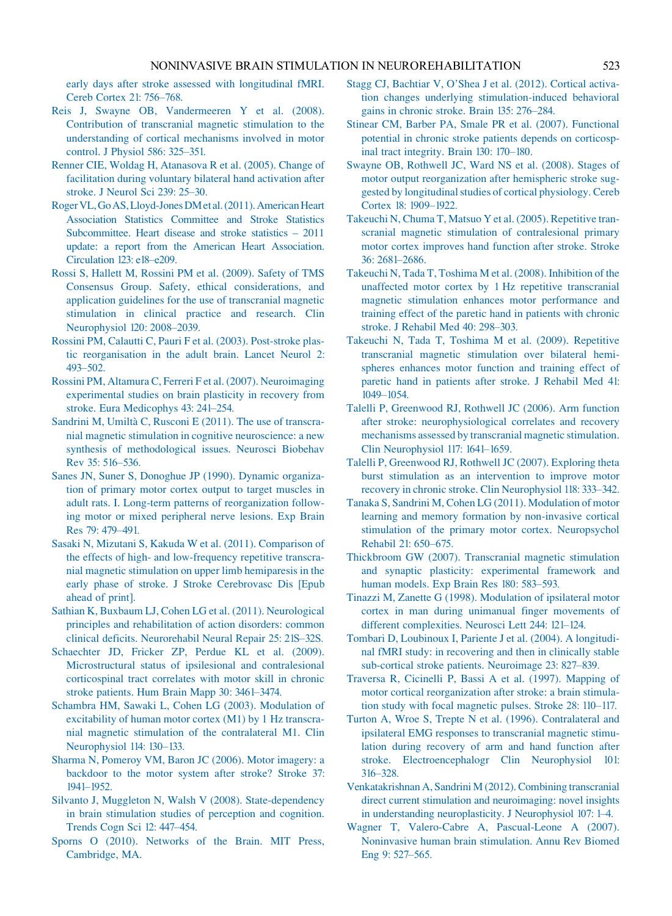early days after stroke assessed with longitudinal fMRI. Cereb Cortex 21: 756–768.

Reis J, Swayne OB, Vandermeeren Y et al. (2008). Contribution of transcranial magnetic stimulation to the understanding of cortical mechanisms involved in motor control. J Physiol 586: 325–351.

Renner CIE, Woldag H, Atanasova R et al. (2005). Change of facilitation during voluntary bilateral hand activation after stroke. J Neurol Sci 239: 25–30.

Roger VL, Go AS, Lloyd-Jones DM et al. (2011). American Heart Association Statistics Committee and Stroke Statistics Subcommittee. Heart disease and stroke statistics – 2011 update: a report from the American Heart Association. Circulation 123: e18–e209.

Rossi S, Hallett M, Rossini PM et al. (2009). Safety of TMS Consensus Group. Safety, ethical considerations, and application guidelines for the use of transcranial magnetic stimulation in clinical practice and research. Clin Neurophysiol 120: 2008–2039.

Rossini PM, Calautti C, Pauri F et al. (2003). Post-stroke plastic reorganisation in the adult brain. Lancet Neurol 2: 493–502.

Rossini PM, Altamura C, Ferreri F et al. (2007). Neuroimaging experimental studies on brain plasticity in recovery from stroke. Eura Medicophys 43: 241–254.

Sandrini M, Umiltà C, Rusconi E (2011). The use of transcranial magnetic stimulation in cognitive neuroscience: a new synthesis of methodological issues. Neurosci Biobehav Rev 35: 516–536.

Sanes JN, Suner S, Donoghue JP (1990). Dynamic organization of primary motor cortex output to target muscles in adult rats. I. Long-term patterns of reorganization following motor or mixed peripheral nerve lesions. Exp Brain Res 79: 479–491.

Sasaki N, Mizutani S, Kakuda W et al. (2011). Comparison of the effects of high- and low-frequency repetitive transcranial magnetic stimulation on upper limb hemiparesis in the early phase of stroke. J Stroke Cerebrovasc Dis [Epub ahead of print].

Sathian K, Buxbaum LJ, Cohen LG et al. (2011). Neurological principles and rehabilitation of action disorders: common clinical deficits. Neurorehabil Neural Repair 25: 21S–32S.

Schaechter JD, Fricker ZP, Perdue KL et al. (2009). Microstructural status of ipsilesional and contralesional corticospinal tract correlates with motor skill in chronic stroke patients. Hum Brain Mapp 30: 3461–3474.

Schambra HM, Sawaki L, Cohen LG (2003). Modulation of excitability of human motor cortex (M1) by 1 Hz transcranial magnetic stimulation of the contralateral M1. Clin Neurophysiol 114: 130–133.

Sharma N, Pomeroy VM, Baron JC (2006). Motor imagery: a backdoor to the motor system after stroke? Stroke 37: 1941–1952.

Silvanto J, Muggleton N, Walsh V (2008). State-dependency in brain stimulation studies of perception and cognition. Trends Cogn Sci 12: 447–454.

Sporns O (2010). Networks of the Brain. MIT Press, Cambridge, MA.

Stagg CJ, Bachtiar V, O'Shea J et al. (2012). Cortical activation changes underlying stimulation-induced behavioral gains in chronic stroke. Brain 135: 276–284.

Stinear CM, Barber PA, Smale PR et al. (2007). Functional potential in chronic stroke patients depends on corticospinal tract integrity. Brain 130: 170–180.

Swayne OB, Rothwell JC, Ward NS et al. (2008). Stages of motor output reorganization after hemispheric stroke suggested by longitudinal studies of cortical physiology. Cereb Cortex 18: 1909–1922.

Takeuchi N, Chuma T, Matsuo Y et al. (2005). Repetitive transcranial magnetic stimulation of contralesional primary motor cortex improves hand function after stroke. Stroke 36: 2681–2686.

Takeuchi N, Tada T, Toshima M et al. (2008). Inhibition of the unaffected motor cortex by 1 Hz repetitive transcranial magnetic stimulation enhances motor performance and training effect of the paretic hand in patients with chronic stroke. J Rehabil Med 40: 298–303.

Takeuchi N, Tada T, Toshima M et al. (2009). Repetitive transcranial magnetic stimulation over bilateral hemispheres enhances motor function and training effect of paretic hand in patients after stroke. J Rehabil Med 41: 1049–1054.

Talelli P, Greenwood RJ, Rothwell JC (2006). Arm function after stroke: neurophysiological correlates and recovery mechanisms assessed by transcranial magnetic stimulation. Clin Neurophysiol 117: 1641–1659.

Talelli P, Greenwood RJ, Rothwell JC (2007). Exploring theta burst stimulation as an intervention to improve motor recovery in chronic stroke. Clin Neurophysiol 118: 333–342.

Tanaka S, Sandrini M, Cohen LG (2011). Modulation of motor learning and memory formation by non-invasive cortical stimulation of the primary motor cortex. Neuropsychol Rehabil 21: 650–675.

Thickbroom GW (2007). Transcranial magnetic stimulation and synaptic plasticity: experimental framework and human models. Exp Brain Res 180: 583–593.

Tinazzi M, Zanette G (1998). Modulation of ipsilateral motor cortex in man during unimanual finger movements of different complexities. Neurosci Lett 244: 121–124.

Tombari D, Loubinoux I, Pariente J et al. (2004). A longitudinal fMRI study: in recovering and then in clinically stable sub-cortical stroke patients. Neuroimage 23: 827–839.

Traversa R, Cicinelli P, Bassi A et al. (1997). Mapping of motor cortical reorganization after stroke: a brain stimulation study with focal magnetic pulses. Stroke 28: 110–117.

Turton A, Wroe S, Trepte N et al. (1996). Contralateral and ipsilateral EMG responses to transcranial magnetic stimulation during recovery of arm and hand function after stroke. Electroencephalogr Clin Neurophysiol 101: 316–328.

Venkatakrishnan A, Sandrini M (2012). Combining transcranial direct current stimulation and neuroimaging: novel insights in understanding neuroplasticity. J Neurophysiol 107: 1–4.

Wagner T, Valero-Cabre A, Pascual-Leone A (2007). Noninvasive human brain stimulation. Annu Rev Biomed Eng 9: 527–565.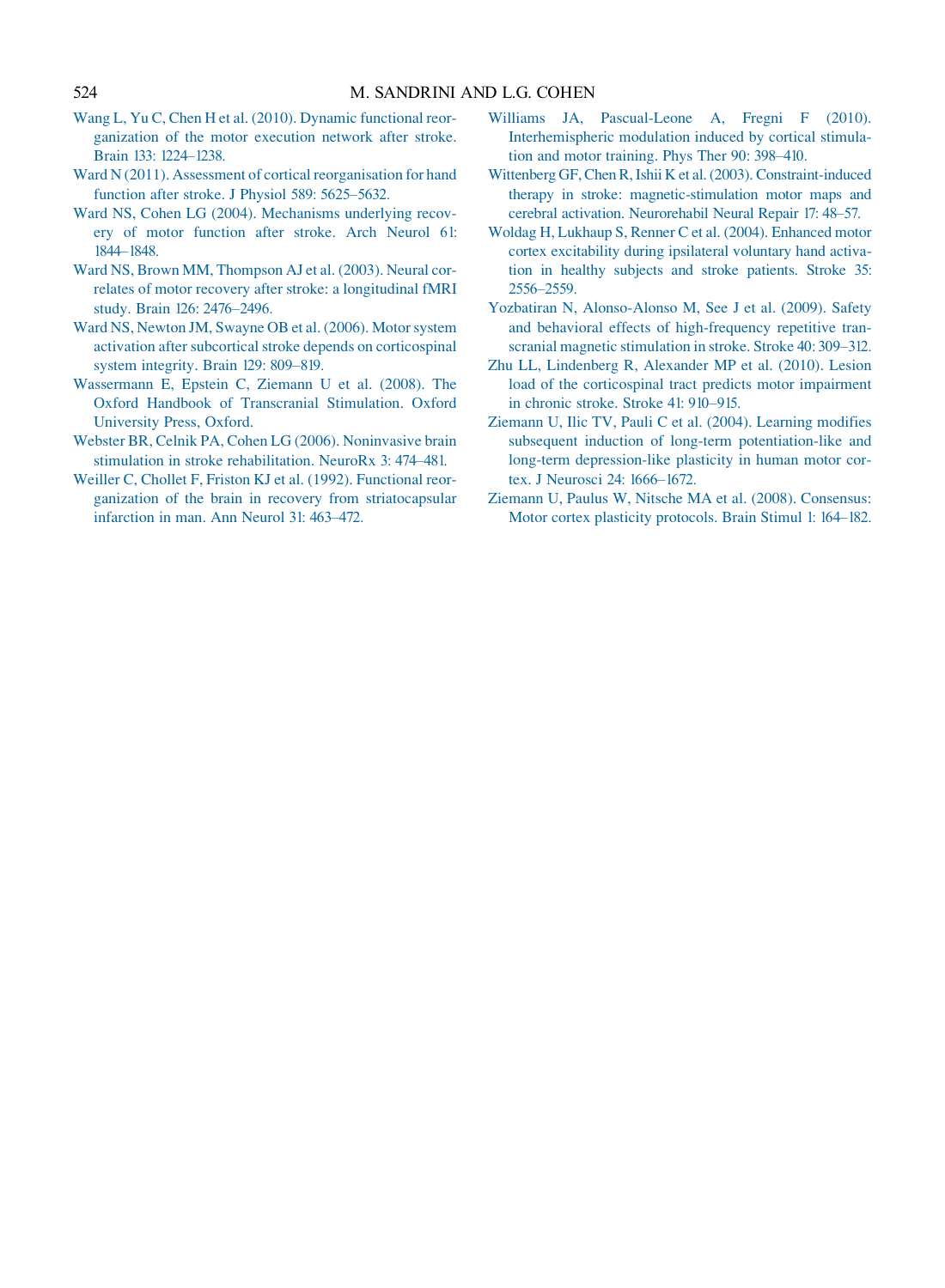Wang L, Yu C, Chen H et al. (2010). Dynamic functional reorganization of the motor execution network after stroke. Brain 133: 1224–1238.

Ward N (2011). Assessment of cortical reorganisation for hand function after stroke. J Physiol 589: 5625–5632.

Ward NS, Cohen LG (2004). Mechanisms underlying recovery of motor function after stroke. Arch Neurol 61: 1844–1848.

Ward NS, Brown MM, Thompson AJ et al. (2003). Neural correlates of motor recovery after stroke: a longitudinal fMRI study. Brain 126: 2476–2496.

Ward NS, Newton JM, Swayne OB et al. (2006). Motor system activation after subcortical stroke depends on corticospinal system integrity. Brain 129: 809–819.

Wassermann E, Epstein C, Ziemann U et al. (2008). The Oxford Handbook of Transcranial Stimulation. Oxford University Press, Oxford.

Webster BR, Celnik PA, Cohen LG (2006). Noninvasive brain stimulation in stroke rehabilitation. NeuroRx 3: 474–481.

Weiller C, Chollet F, Friston KJ et al. (1992). Functional reorganization of the brain in recovery from striatocapsular infarction in man. Ann Neurol 31: 463–472.

Williams JA, Pascual-Leone A, Fregni F (2010). Interhemispheric modulation induced by cortical stimulation and motor training. Phys Ther 90: 398–410.

Wittenberg GF, Chen R, Ishii K et al. (2003). Constraint-induced therapy in stroke: magnetic-stimulation motor maps and cerebral activation. Neurorehabil Neural Repair 17: 48–57.

Woldag H, Lukhaup S, Renner C et al. (2004). Enhanced motor cortex excitability during ipsilateral voluntary hand activation in healthy subjects and stroke patients. Stroke 35: 2556–2559.

Yozbatiran N, Alonso-Alonso M, See J et al. (2009). Safety and behavioral effects of high-frequency repetitive transcranial magnetic stimulation in stroke. Stroke 40: 309–312.

Zhu LL, Lindenberg R, Alexander MP et al. (2010). Lesion load of the corticospinal tract predicts motor impairment in chronic stroke. Stroke 41: 910–915.

Ziemann U, Ilic TV, Pauli C et al. (2004). Learning modifies subsequent induction of long-term potentiation-like and long-term depression-like plasticity in human motor cortex. J Neurosci 24: 1666–1672.

Ziemann U, Paulus W, Nitsche MA et al. (2008). Consensus: Motor cortex plasticity protocols. Brain Stimul 1: 164–182.